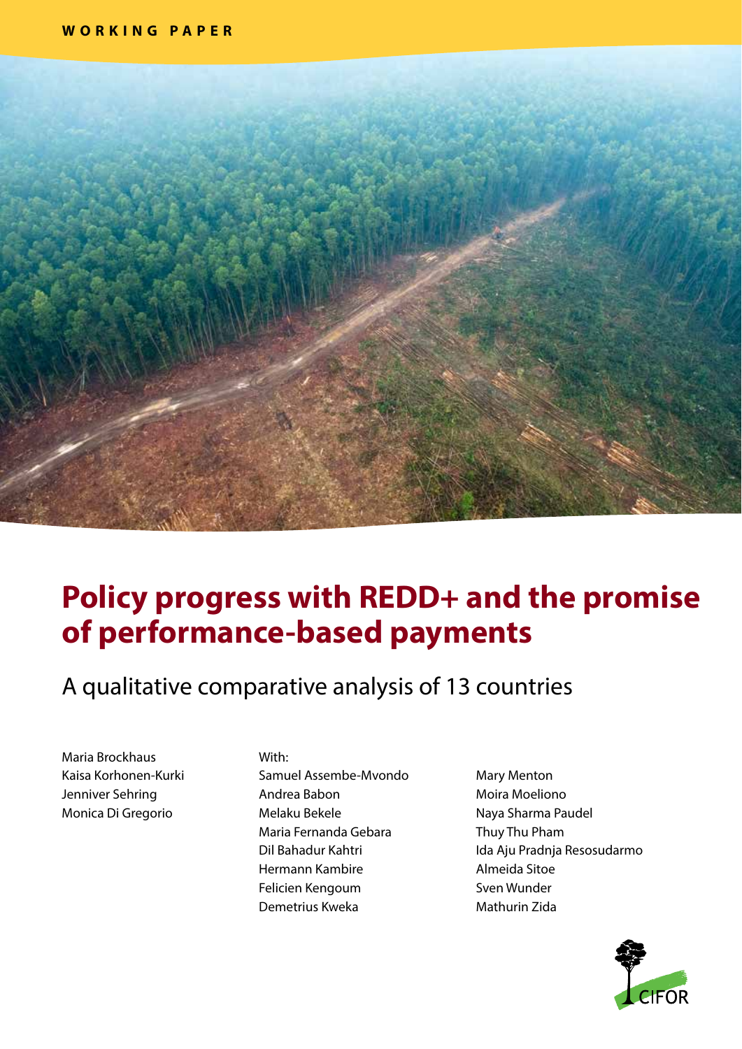WORKING PAPER

# Policy progress with REDD+ and the promise of performance-based payments

## A qualitative comparative analysis of 13 countries

Maria Brockhaus
Kaisa Korhonen-Kurki
Jenniver Sehring
Monica Di Gregorio

With:
Samuel Assembe-Mvondo
Andrea Babon
Melaku Bekele
Maria Fernanda Gebara
Dil Bahadur Kahtri
Hermann Kambire
Felicien Kengoum
Demetrius Kweka
Mary Menton
Moira Moeliono
Naya Sharma Paudel
Thuy Thu Pham
Ida Aju Pradnja Resosudarmo
Almeida Sitoe
Sven Wunder
Mathurin Zida

CIFOR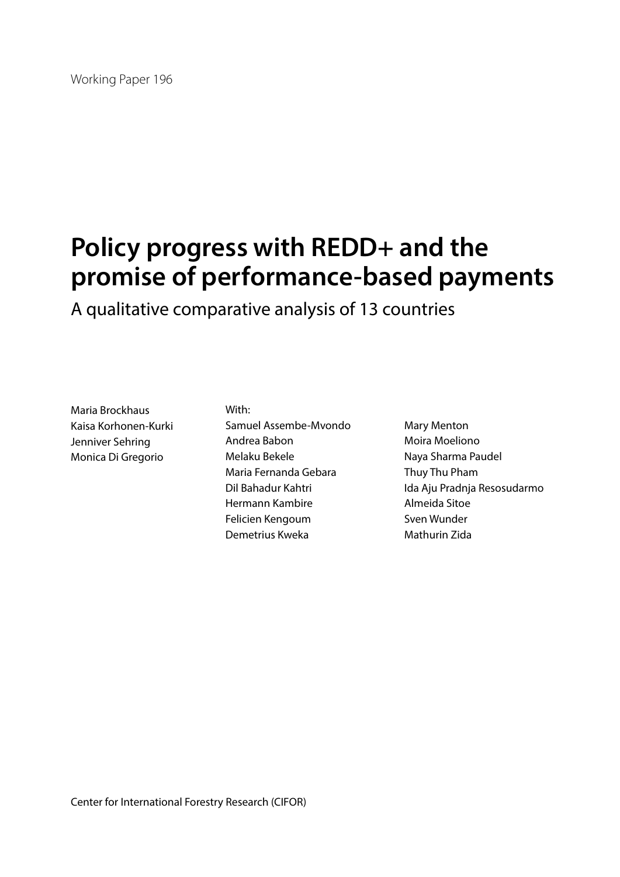Working Paper 196

# Policy progress with REDD+ and the promise of performance-based payments

## A qualitative comparative analysis of 13 countries

Maria Brockhaus
Kaisa Korhonen-Kurki
Jenniver Sehring
Monica Di Gregorio

With:
Samuel Assembe-Mvondo
Andrea Babon
Melaku Bekele
Maria Fernanda Gebara
Dil Bahadur Kahtri
Hermann Kambire
Felicien Kengoum
Demetrius Kweka
Mary Menton
Moira Moeliono
Naya Sharma Paudel
Thuy Thu Pham
Ida Aju Pradnja Resosudarmo
Almeida Sitoe
Sven Wunder
Mathurin Zida

Center for International Forestry Research (CIFOR)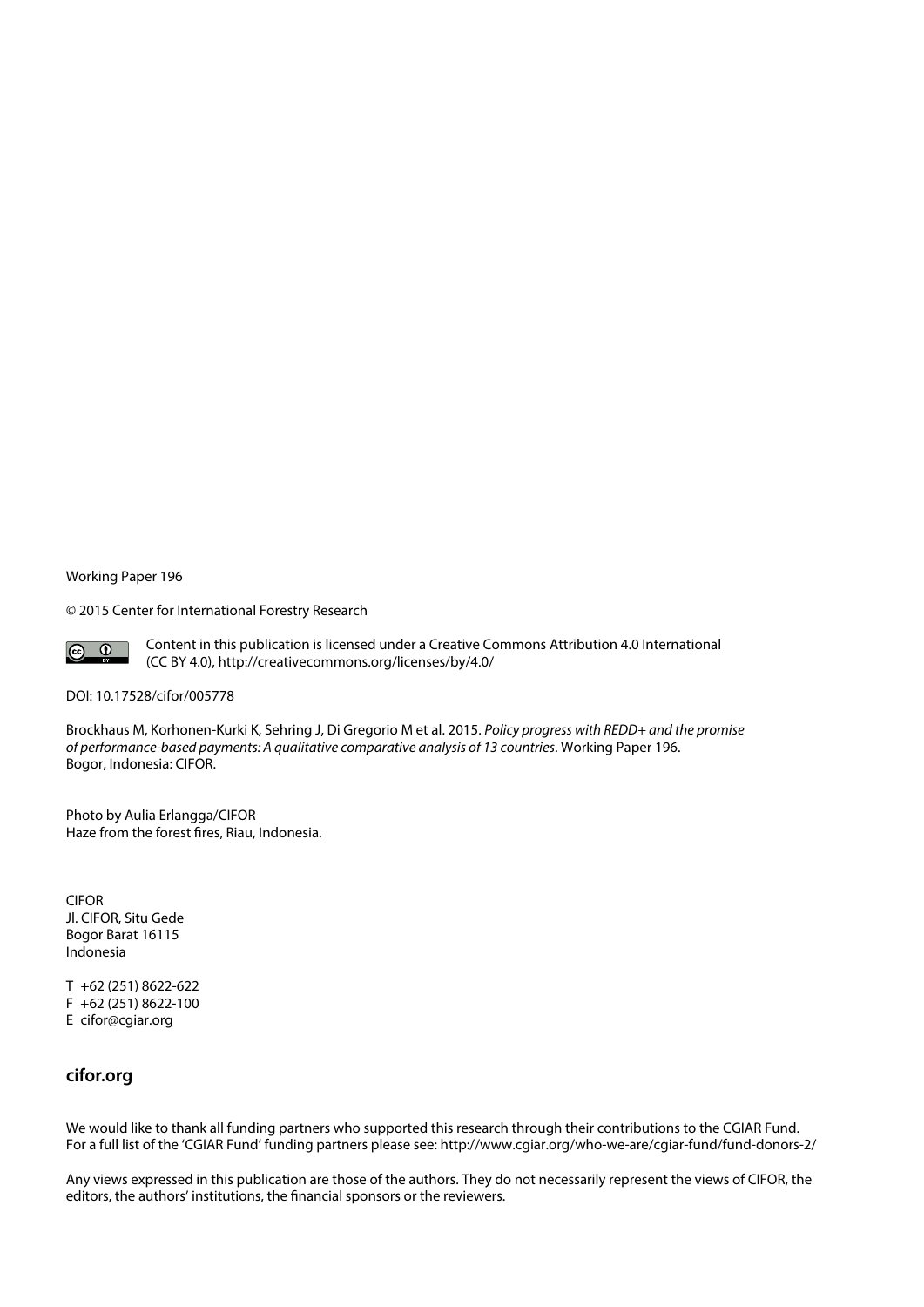Working Paper 196

© 2015 Center for International Forestry Research

Content in this publication is licensed under a Creative Commons Attribution 4.0 International (CC BY 4.0), http://creativecommons.org/licenses/by/4.0/

DOI: 10.17528/cifor/005778

Brockhaus M, Korhonen-Kurki K, Sehring J, Di Gregorio M et al. 2015. *Policy progress with REDD+ and the promise of performance-based payments: A qualitative comparative analysis of 13 countries*. Working Paper 196. Bogor, Indonesia: CIFOR.

Photo by Aulia Erlangga/CIFOR
Haze from the forest fires, Riau, Indonesia.

CIFOR
Jl. CIFOR, Situ Gede
Bogor Barat 16115
Indonesia

T +62 (251) 8622-622
F +62 (251) 8622-100
E cifor@cgiar.org

**cifor.org**

We would like to thank all funding partners who supported this research through their contributions to the CGIAR Fund. For a full list of the 'CGIAR Fund' funding partners please see: http://www.cgiar.org/who-we-are/cgiar-fund/fund-donors-2/

Any views expressed in this publication are those of the authors. They do not necessarily represent the views of CIFOR, the editors, the authors' institutions, the financial sponsors or the reviewers.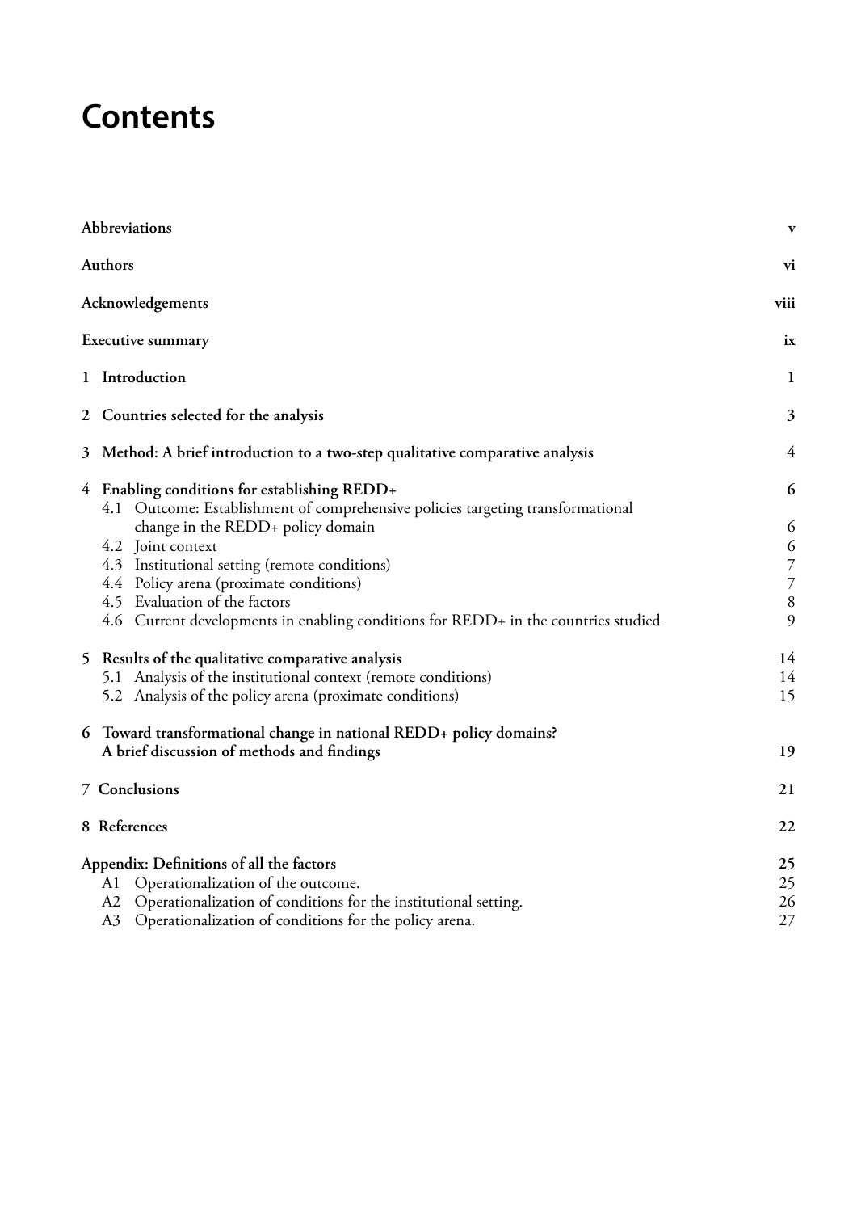# Contents

| | |
|---|---|
| **Abbreviations** | **v** |
| **Authors** | **vi** |
| **Acknowledgements** | **viii** |
| **Executive summary** | **ix** |
| **1 Introduction** | **1** |
| **2 Countries selected for the analysis** | **3** |
| **3 Method: A brief introduction to a two-step qualitative comparative analysis** | **4** |
| **4 Enabling conditions for establishing REDD+** | **6** |
| 4.1 Outcome: Establishment of comprehensive policies targeting transformational change in the REDD+ policy domain | 6 |
| 4.2 Joint context | 6 |
| 4.3 Institutional setting (remote conditions) | 7 |
| 4.4 Policy arena (proximate conditions) | 7 |
| 4.5 Evaluation of the factors | 8 |
| 4.6 Current developments in enabling conditions for REDD+ in the countries studied | 9 |
| **5 Results of the qualitative comparative analysis** | **14** |
| 5.1 Analysis of the institutional context (remote conditions) | 14 |
| 5.2 Analysis of the policy arena (proximate conditions) | 15 |
| **6 Toward transformational change in national REDD+ policy domains? A brief discussion of methods and findings** | **19** |
| **7 Conclusions** | **21** |
| **8 References** | **22** |
| **Appendix: Definitions of all the factors** | **25** |
| A1 Operationalization of the outcome. | 25 |
| A2 Operationalization of conditions for the institutional setting. | 26 |
| A3 Operationalization of conditions for the policy arena. | 27 |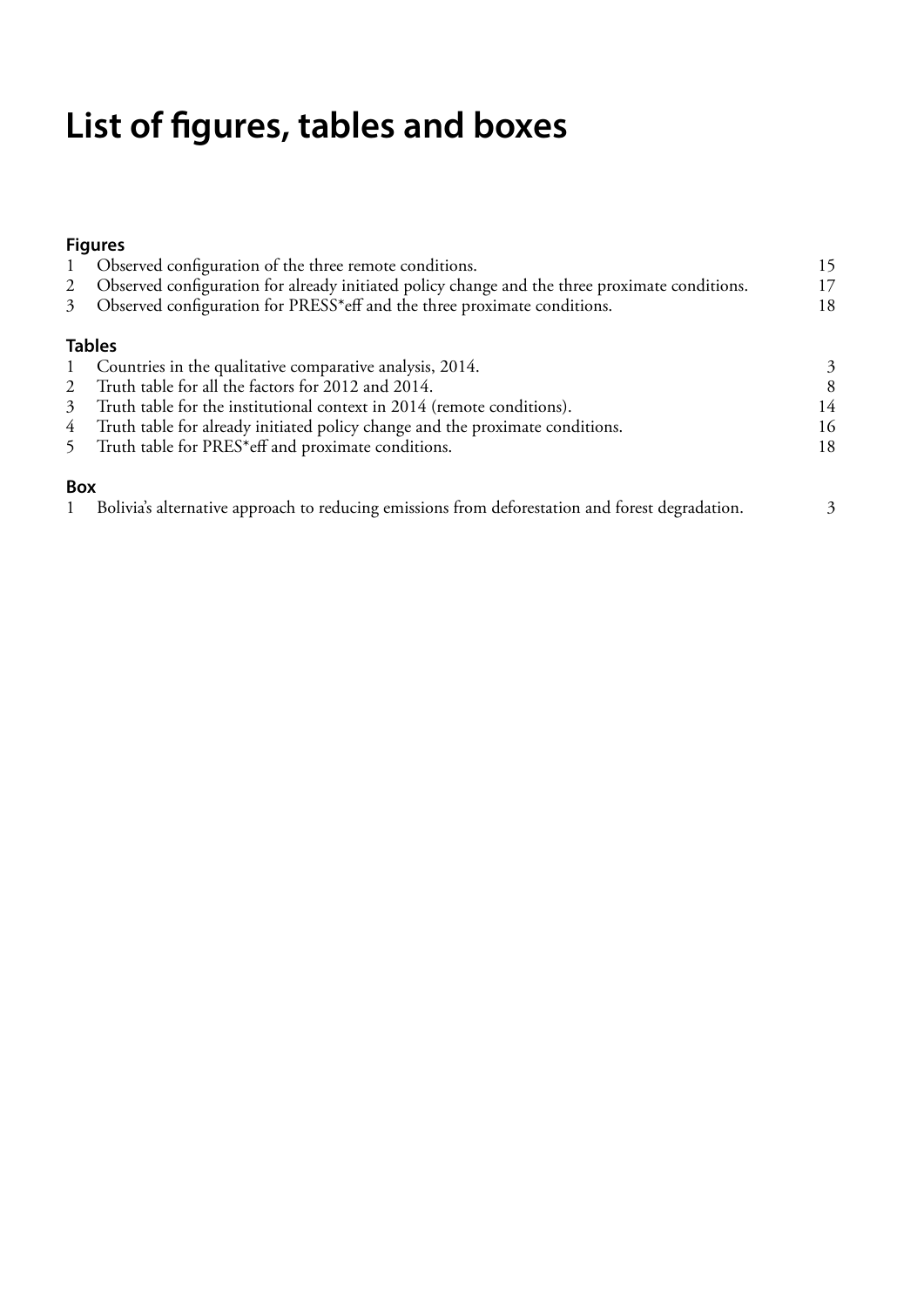# List of figures, tables and boxes

### Figures

| | | |
|---|---|---|
| 1 | Observed configuration of the three remote conditions. | 15 |
| 2 | Observed configuration for already initiated policy change and the three proximate conditions. | 17 |
| 3 | Observed configuration for PRESS*eff and the three proximate conditions. | 18 |

### Tables

| | | |
|---|---|---|
| 1 | Countries in the qualitative comparative analysis, 2014. | 3 |
| 2 | Truth table for all the factors for 2012 and 2014. | 8 |
| 3 | Truth table for the institutional context in 2014 (remote conditions). | 14 |
| 4 | Truth table for already initiated policy change and the proximate conditions. | 16 |
| 5 | Truth table for PRES*eff and proximate conditions. | 18 |

### Box

| | | |
|---|---|---|
| 1 | Bolivia's alternative approach to reducing emissions from deforestation and forest degradation. | 3 |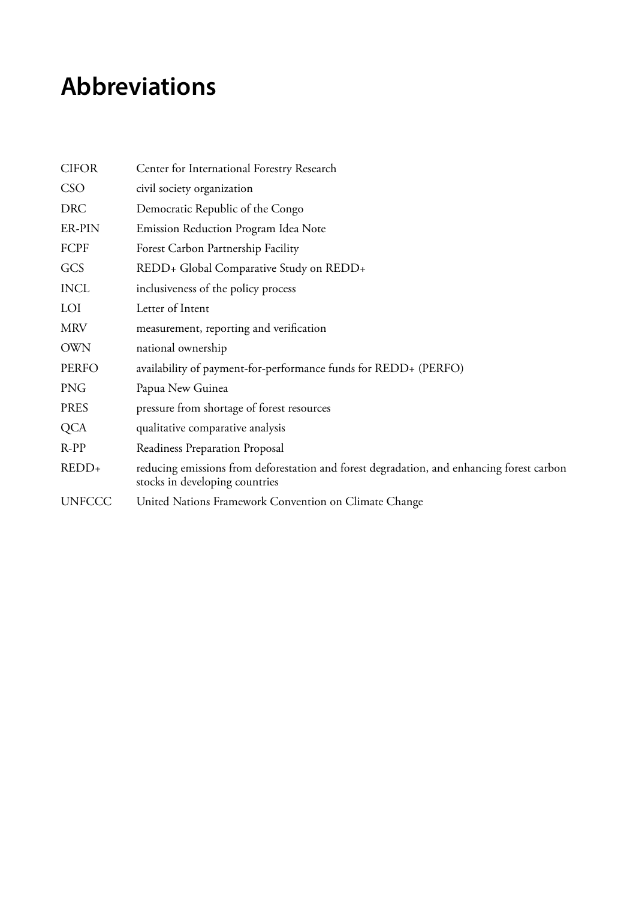# Abbreviations

| | |
|---|---|
| CIFOR | Center for International Forestry Research |
| CSO | civil society organization |
| DRC | Democratic Republic of the Congo |
| ER-PIN | Emission Reduction Program Idea Note |
| FCPF | Forest Carbon Partnership Facility |
| GCS | REDD+ Global Comparative Study on REDD+ |
| INCL | inclusiveness of the policy process |
| LOI | Letter of Intent |
| MRV | measurement, reporting and verification |
| OWN | national ownership |
| PERFO | availability of payment-for-performance funds for REDD+ (PERFO) |
| PNG | Papua New Guinea |
| PRES | pressure from shortage of forest resources |
| QCA | qualitative comparative analysis |
| R-PP | Readiness Preparation Proposal |
| REDD+ | reducing emissions from deforestation and forest degradation, and enhancing forest carbon stocks in developing countries |
| UNFCCC | United Nations Framework Convention on Climate Change |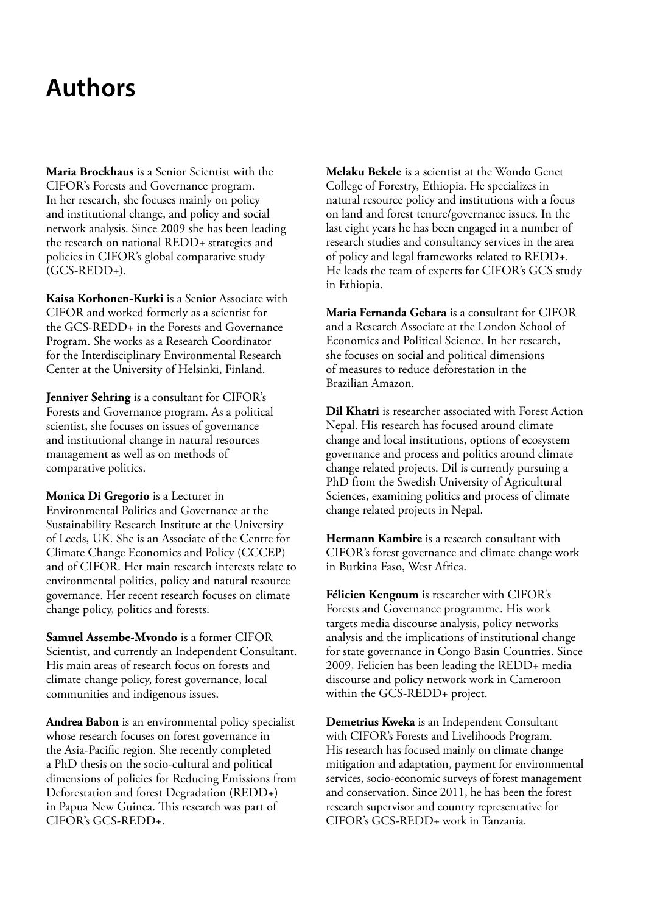# Authors

**Maria Brockhaus** is a Senior Scientist with the CIFOR's Forests and Governance program. In her research, she focuses mainly on policy and institutional change, and policy and social network analysis. Since 2009 she has been leading the research on national REDD+ strategies and policies in CIFOR's global comparative study (GCS-REDD+).

**Kaisa Korhonen-Kurki** is a Senior Associate with CIFOR and worked formerly as a scientist for the GCS-REDD+ in the Forests and Governance Program. She works as a Research Coordinator for the Interdisciplinary Environmental Research Center at the University of Helsinki, Finland.

**Jenniver Sehring** is a consultant for CIFOR's Forests and Governance program. As a political scientist, she focuses on issues of governance and institutional change in natural resources management as well as on methods of comparative politics.

**Monica Di Gregorio** is a Lecturer in Environmental Politics and Governance at the Sustainability Research Institute at the University of Leeds, UK. She is an Associate of the Centre for Climate Change Economics and Policy (CCCEP) and of CIFOR. Her main research interests relate to environmental politics, policy and natural resource governance. Her recent research focuses on climate change policy, politics and forests.

**Samuel Assembe-Mvondo** is a former CIFOR Scientist, and currently an Independent Consultant. His main areas of research focus on forests and climate change policy, forest governance, local communities and indigenous issues.

**Andrea Babon** is an environmental policy specialist whose research focuses on forest governance in the Asia-Pacific region. She recently completed a PhD thesis on the socio-cultural and political dimensions of policies for Reducing Emissions from Deforestation and forest Degradation (REDD+) in Papua New Guinea. This research was part of CIFOR's GCS-REDD+.

**Melaku Bekele** is a scientist at the Wondo Genet College of Forestry, Ethiopia. He specializes in natural resource policy and institutions with a focus on land and forest tenure/governance issues. In the last eight years he has been engaged in a number of research studies and consultancy services in the area of policy and legal frameworks related to REDD+. He leads the team of experts for CIFOR's GCS study in Ethiopia.

**Maria Fernanda Gebara** is a consultant for CIFOR and a Research Associate at the London School of Economics and Political Science. In her research, she focuses on social and political dimensions of measures to reduce deforestation in the Brazilian Amazon.

**Dil Khatri** is researcher associated with Forest Action Nepal. His research has focused around climate change and local institutions, options of ecosystem governance and process and politics around climate change related projects. Dil is currently pursuing a PhD from the Swedish University of Agricultural Sciences, examining politics and process of climate change related projects in Nepal.

**Hermann Kambire** is a research consultant with CIFOR's forest governance and climate change work in Burkina Faso, West Africa.

**Félicien Kengoum** is researcher with CIFOR's Forests and Governance programme. His work targets media discourse analysis, policy networks analysis and the implications of institutional change for state governance in Congo Basin Countries. Since 2009, Felicien has been leading the REDD+ media discourse and policy network work in Cameroon within the GCS-REDD+ project.

**Demetrius Kweka** is an Independent Consultant with CIFOR's Forests and Livelihoods Program. His research has focused mainly on climate change mitigation and adaptation, payment for environmental services, socio-economic surveys of forest management and conservation. Since 2011, he has been the forest research supervisor and country representative for CIFOR's GCS-REDD+ work in Tanzania.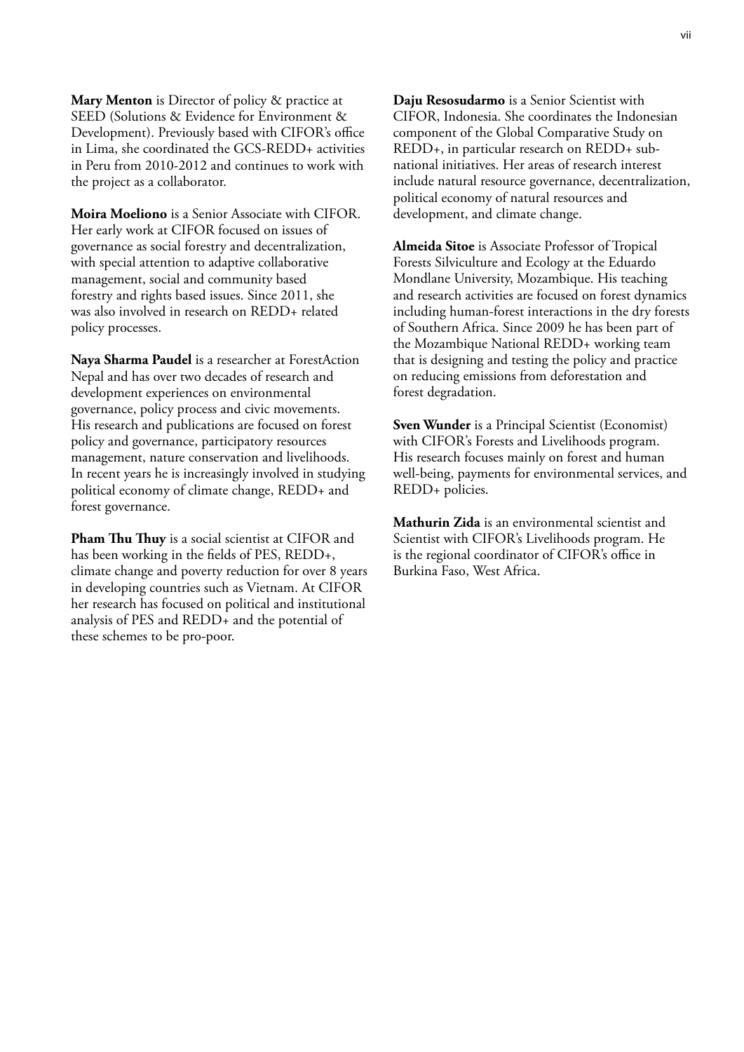**Mary Menton** is Director of policy & practice at SEED (Solutions & Evidence for Environment & Development). Previously based with CIFOR's office in Lima, she coordinated the GCS-REDD+ activities in Peru from 2010-2012 and continues to work with the project as a collaborator.

**Moira Moeliono** is a Senior Associate with CIFOR. Her early work at CIFOR focused on issues of governance as social forestry and decentralization, with special attention to adaptive collaborative management, social and community based forestry and rights based issues. Since 2011, she was also involved in research on REDD+ related policy processes.

**Naya Sharma Paudel** is a researcher at ForestAction Nepal and has over two decades of research and development experiences on environmental governance, policy process and civic movements. His research and publications are focused on forest policy and governance, participatory resources management, nature conservation and livelihoods. In recent years he is increasingly involved in studying political economy of climate change, REDD+ and forest governance.

**Pham Thu Thuy** is a social scientist at CIFOR and has been working in the fields of PES, REDD+, climate change and poverty reduction for over 8 years in developing countries such as Vietnam. At CIFOR her research has focused on political and institutional analysis of PES and REDD+ and the potential of these schemes to be pro-poor.

**Daju Resosudarmo** is a Senior Scientist with CIFOR, Indonesia. She coordinates the Indonesian component of the Global Comparative Study on REDD+, in particular research on REDD+ sub-national initiatives. Her areas of research interest include natural resource governance, decentralization, political economy of natural resources and development, and climate change.

**Almeida Sitoe** is Associate Professor of Tropical Forests Silviculture and Ecology at the Eduardo Mondlane University, Mozambique. His teaching and research activities are focused on forest dynamics including human-forest interactions in the dry forests of Southern Africa. Since 2009 he has been part of the Mozambique National REDD+ working team that is designing and testing the policy and practice on reducing emissions from deforestation and forest degradation.

**Sven Wunder** is a Principal Scientist (Economist) with CIFOR's Forests and Livelihoods program. His research focuses mainly on forest and human well-being, payments for environmental services, and REDD+ policies.

**Mathurin Zida** is an environmental scientist and Scientist with CIFOR's Livelihoods program. He is the regional coordinator of CIFOR's office in Burkina Faso, West Africa.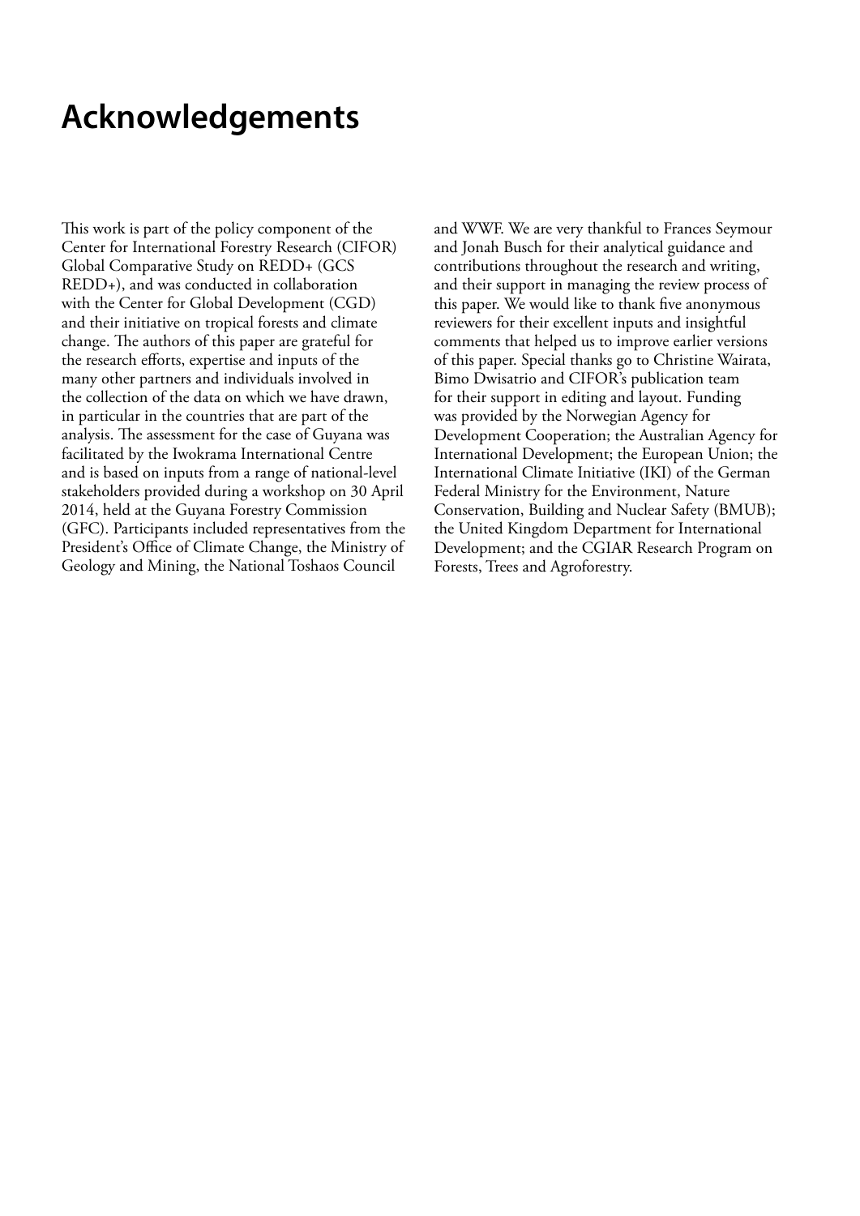# Acknowledgements

This work is part of the policy component of the Center for International Forestry Research (CIFOR) Global Comparative Study on REDD+ (GCS REDD+), and was conducted in collaboration with the Center for Global Development (CGD) and their initiative on tropical forests and climate change. The authors of this paper are grateful for the research efforts, expertise and inputs of the many other partners and individuals involved in the collection of the data on which we have drawn, in particular in the countries that are part of the analysis. The assessment for the case of Guyana was facilitated by the Iwokrama International Centre and is based on inputs from a range of national-level stakeholders provided during a workshop on 30 April 2014, held at the Guyana Forestry Commission (GFC). Participants included representatives from the President's Office of Climate Change, the Ministry of Geology and Mining, the National Toshaos Council and WWF. We are very thankful to Frances Seymour and Jonah Busch for their analytical guidance and contributions throughout the research and writing, and their support in managing the review process of this paper. We would like to thank five anonymous reviewers for their excellent inputs and insightful comments that helped us to improve earlier versions of this paper. Special thanks go to Christine Wairata, Bimo Dwisatrio and CIFOR's publication team for their support in editing and layout. Funding was provided by the Norwegian Agency for Development Cooperation; the Australian Agency for International Development; the European Union; the International Climate Initiative (IKI) of the German Federal Ministry for the Environment, Nature Conservation, Building and Nuclear Safety (BMUB); the United Kingdom Department for International Development; and the CGIAR Research Program on Forests, Trees and Agroforestry.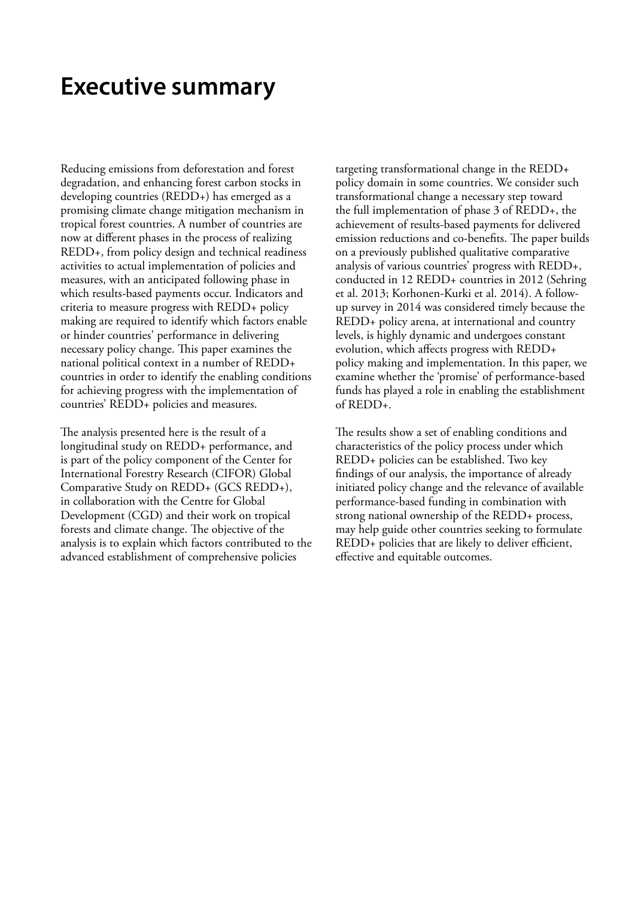# Executive summary

Reducing emissions from deforestation and forest degradation, and enhancing forest carbon stocks in developing countries (REDD+) has emerged as a promising climate change mitigation mechanism in tropical forest countries. A number of countries are now at different phases in the process of realizing REDD+, from policy design and technical readiness activities to actual implementation of policies and measures, with an anticipated following phase in which results-based payments occur. Indicators and criteria to measure progress with REDD+ policy making are required to identify which factors enable or hinder countries' performance in delivering necessary policy change. This paper examines the national political context in a number of REDD+ countries in order to identify the enabling conditions for achieving progress with the implementation of countries' REDD+ policies and measures.

The analysis presented here is the result of a longitudinal study on REDD+ performance, and is part of the policy component of the Center for International Forestry Research (CIFOR) Global Comparative Study on REDD+ (GCS REDD+), in collaboration with the Centre for Global Development (CGD) and their work on tropical forests and climate change. The objective of the analysis is to explain which factors contributed to the advanced establishment of comprehensive policies targeting transformational change in the REDD+ policy domain in some countries. We consider such transformational change a necessary step toward the full implementation of phase 3 of REDD+, the achievement of results-based payments for delivered emission reductions and co-benefits. The paper builds on a previously published qualitative comparative analysis of various countries' progress with REDD+, conducted in 12 REDD+ countries in 2012 (Sehring et al. 2013; Korhonen-Kurki et al. 2014). A follow-up survey in 2014 was considered timely because the REDD+ policy arena, at international and country levels, is highly dynamic and undergoes constant evolution, which affects progress with REDD+ policy making and implementation. In this paper, we examine whether the 'promise' of performance-based funds has played a role in enabling the establishment of REDD+.

The results show a set of enabling conditions and characteristics of the policy process under which REDD+ policies can be established. Two key findings of our analysis, the importance of already initiated policy change and the relevance of available performance-based funding in combination with strong national ownership of the REDD+ process, may help guide other countries seeking to formulate REDD+ policies that are likely to deliver efficient, effective and equitable outcomes.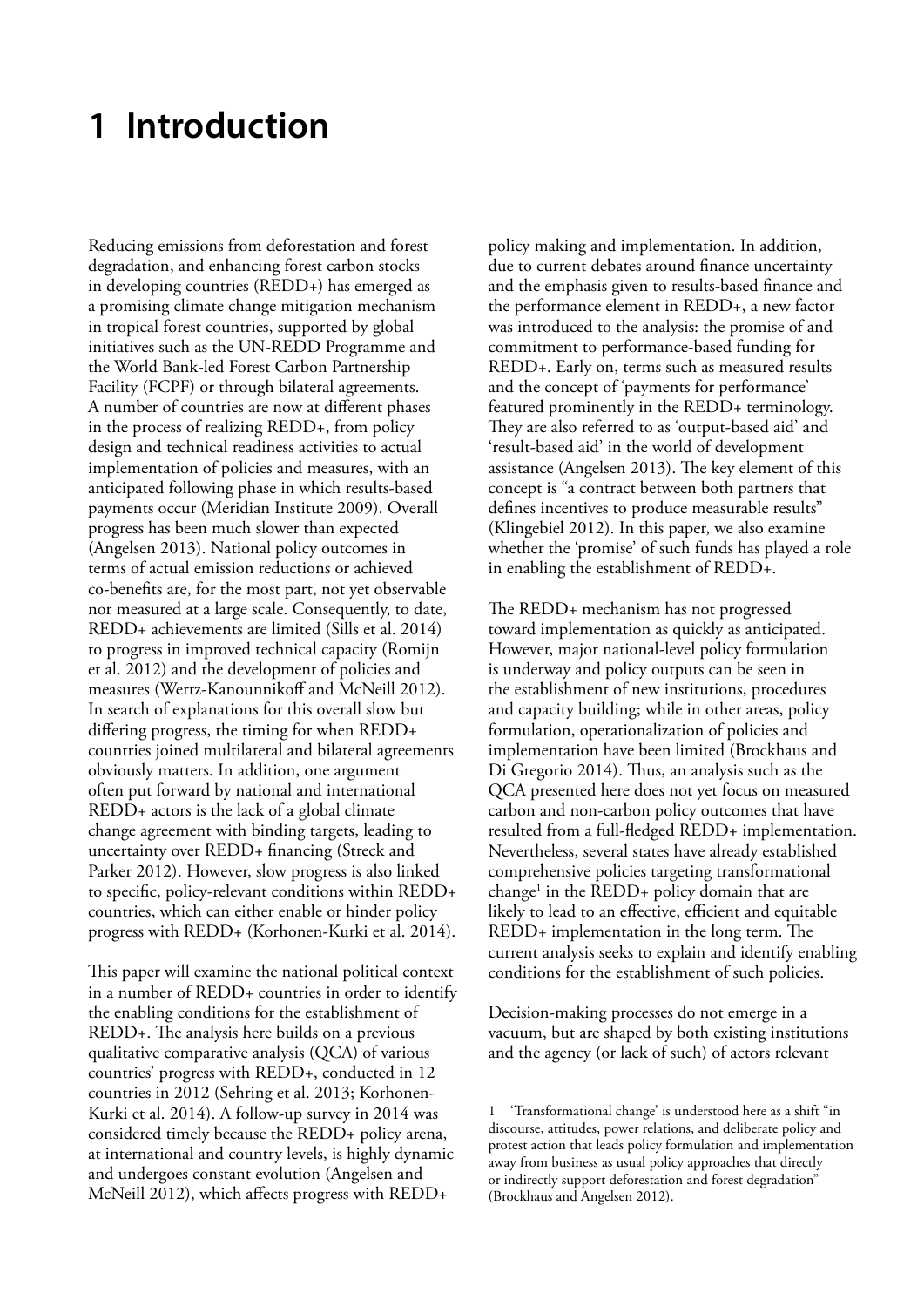# 1 Introduction

Reducing emissions from deforestation and forest degradation, and enhancing forest carbon stocks in developing countries (REDD+) has emerged as a promising climate change mitigation mechanism in tropical forest countries, supported by global initiatives such as the UN-REDD Programme and the World Bank-led Forest Carbon Partnership Facility (FCPF) or through bilateral agreements. A number of countries are now at different phases in the process of realizing REDD+, from policy design and technical readiness activities to actual implementation of policies and measures, with an anticipated following phase in which results-based payments occur (Meridian Institute 2009). Overall progress has been much slower than expected (Angelsen 2013). National policy outcomes in terms of actual emission reductions or achieved co-benefits are, for the most part, not yet observable nor measured at a large scale. Consequently, to date, REDD+ achievements are limited (Sills et al. 2014) to progress in improved technical capacity (Romijn et al. 2012) and the development of policies and measures (Wertz-Kanounnikoff and McNeill 2012). In search of explanations for this overall slow but differing progress, the timing for when REDD+ countries joined multilateral and bilateral agreements obviously matters. In addition, one argument often put forward by national and international REDD+ actors is the lack of a global climate change agreement with binding targets, leading to uncertainty over REDD+ financing (Streck and Parker 2012). However, slow progress is also linked to specific, policy-relevant conditions within REDD+ countries, which can either enable or hinder policy progress with REDD+ (Korhonen-Kurki et al. 2014).

This paper will examine the national political context in a number of REDD+ countries in order to identify the enabling conditions for the establishment of REDD+. The analysis here builds on a previous qualitative comparative analysis (QCA) of various countries' progress with REDD+, conducted in 12 countries in 2012 (Sehring et al. 2013; Korhonen-Kurki et al. 2014). A follow-up survey in 2014 was considered timely because the REDD+ policy arena, at international and country levels, is highly dynamic and undergoes constant evolution (Angelsen and McNeill 2012), which affects progress with REDD+ policy making and implementation. In addition, due to current debates around finance uncertainty and the emphasis given to results-based finance and the performance element in REDD+, a new factor was introduced to the analysis: the promise of and commitment to performance-based funding for REDD+. Early on, terms such as measured results and the concept of 'payments for performance' featured prominently in the REDD+ terminology. They are also referred to as 'output-based aid' and 'result-based aid' in the world of development assistance (Angelsen 2013). The key element of this concept is "a contract between both partners that defines incentives to produce measurable results" (Klingebiel 2012). In this paper, we also examine whether the 'promise' of such funds has played a role in enabling the establishment of REDD+.

The REDD+ mechanism has not progressed toward implementation as quickly as anticipated. However, major national-level policy formulation is underway and policy outputs can be seen in the establishment of new institutions, procedures and capacity building; while in other areas, policy formulation, operationalization of policies and implementation have been limited (Brockhaus and Di Gregorio 2014). Thus, an analysis such as the QCA presented here does not yet focus on measured carbon and non-carbon policy outcomes that have resulted from a full-fledged REDD+ implementation. Nevertheless, several states have already established comprehensive policies targeting transformational change[1] in the REDD+ policy domain that are likely to lead to an effective, efficient and equitable REDD+ implementation in the long term. The current analysis seeks to explain and identify enabling conditions for the establishment of such policies.

Decision-making processes do not emerge in a vacuum, but are shaped by both existing institutions and the agency (or lack of such) of actors relevant

1 'Transformational change' is understood here as a shift "in discourse, attitudes, power relations, and deliberate policy and protest action that leads policy formulation and implementation away from business as usual policy approaches that directly or indirectly support deforestation and forest degradation" (Brockhaus and Angelsen 2012).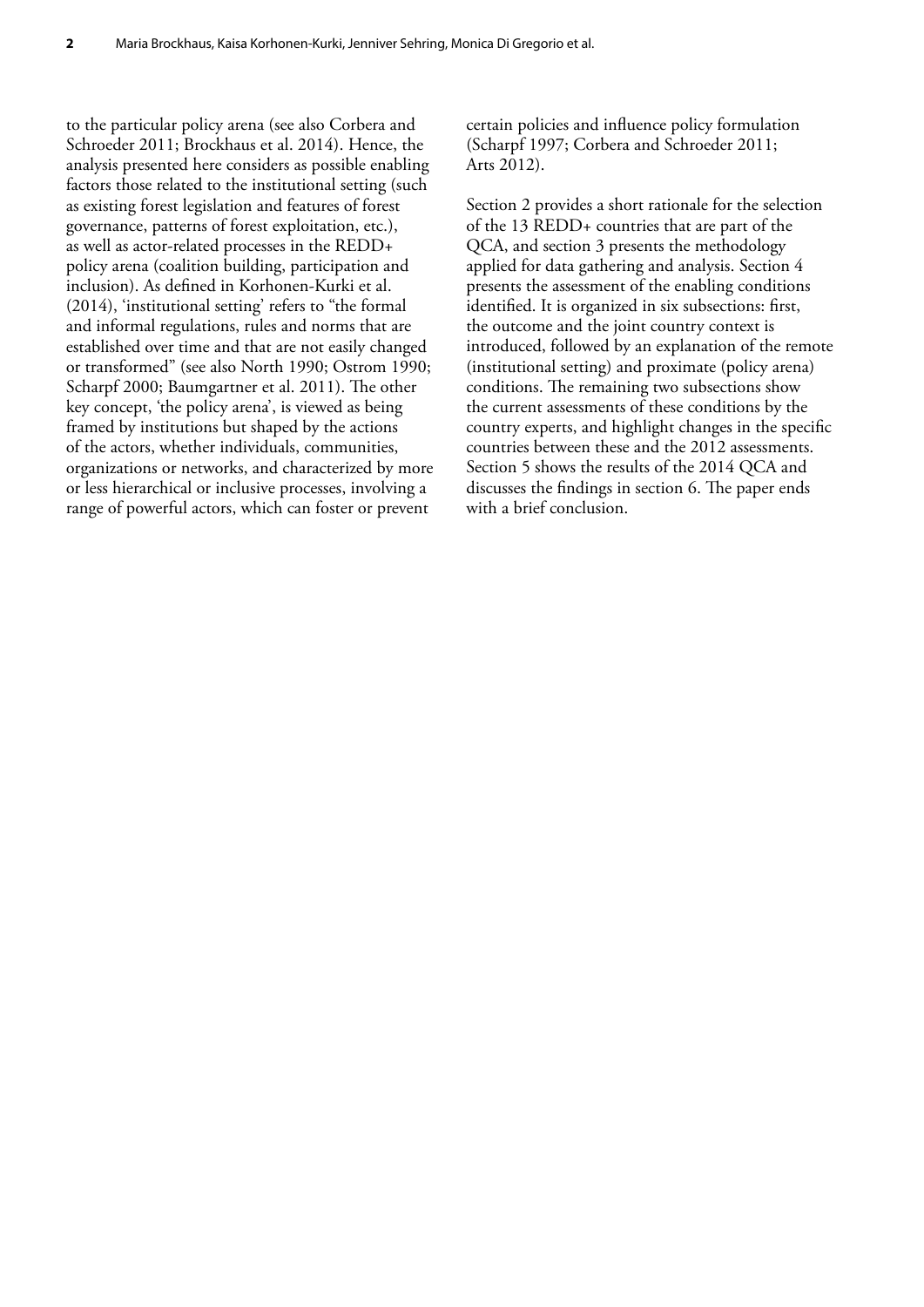to the particular policy arena (see also Corbera and Schroeder 2011; Brockhaus et al. 2014). Hence, the analysis presented here considers as possible enabling factors those related to the institutional setting (such as existing forest legislation and features of forest governance, patterns of forest exploitation, etc.), as well as actor-related processes in the REDD+ policy arena (coalition building, participation and inclusion). As defined in Korhonen-Kurki et al. (2014), 'institutional setting' refers to "the formal and informal regulations, rules and norms that are established over time and that are not easily changed or transformed" (see also North 1990; Ostrom 1990; Scharpf 2000; Baumgartner et al. 2011). The other key concept, 'the policy arena', is viewed as being framed by institutions but shaped by the actions of the actors, whether individuals, communities, organizations or networks, and characterized by more or less hierarchical or inclusive processes, involving a range of powerful actors, which can foster or prevent certain policies and influence policy formulation (Scharpf 1997; Corbera and Schroeder 2011; Arts 2012).

Section 2 provides a short rationale for the selection of the 13 REDD+ countries that are part of the QCA, and section 3 presents the methodology applied for data gathering and analysis. Section 4 presents the assessment of the enabling conditions identified. It is organized in six subsections: first, the outcome and the joint country context is introduced, followed by an explanation of the remote (institutional setting) and proximate (policy arena) conditions. The remaining two subsections show the current assessments of these conditions by the country experts, and highlight changes in the specific countries between these and the 2012 assessments. Section 5 shows the results of the 2014 QCA and discusses the findings in section 6. The paper ends with a brief conclusion.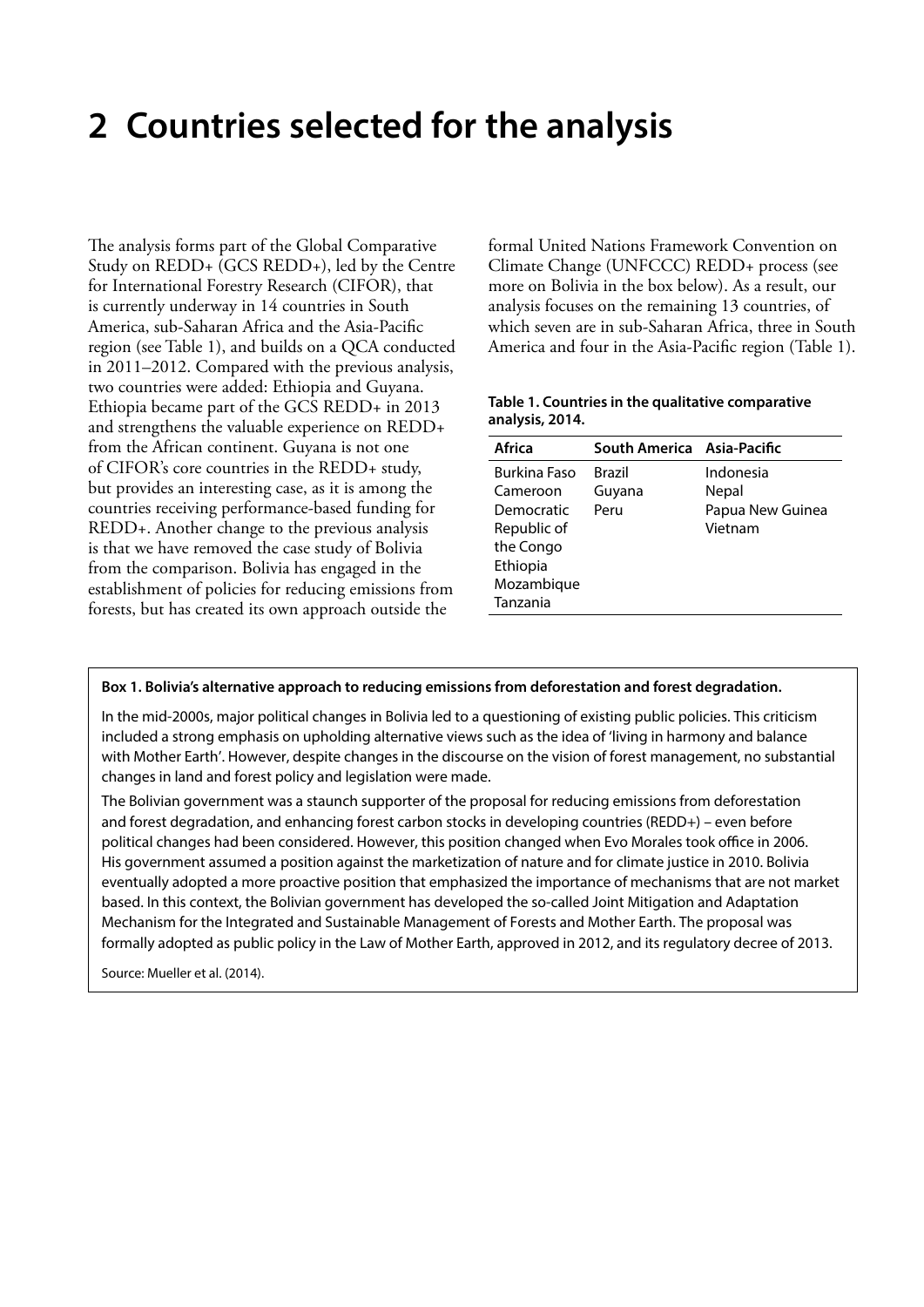# 2 Countries selected for the analysis

The analysis forms part of the Global Comparative Study on REDD+ (GCS REDD+), led by the Centre for International Forestry Research (CIFOR), that is currently underway in 14 countries in South America, sub-Saharan Africa and the Asia-Pacific region (see Table 1), and builds on a QCA conducted in 2011–2012. Compared with the previous analysis, two countries were added: Ethiopia and Guyana. Ethiopia became part of the GCS REDD+ in 2013 and strengthens the valuable experience on REDD+ from the African continent. Guyana is not one of CIFOR's core countries in the REDD+ study, but provides an interesting case, as it is among the countries receiving performance-based funding for REDD+. Another change to the previous analysis is that we have removed the case study of Bolivia from the comparison. Bolivia has engaged in the establishment of policies for reducing emissions from forests, but has created its own approach outside the formal United Nations Framework Convention on Climate Change (UNFCCC) REDD+ process (see more on Bolivia in the box below). As a result, our analysis focuses on the remaining 13 countries, of which seven are in sub-Saharan Africa, three in South America and four in the Asia-Pacific region (Table 1).

**Table 1. Countries in the qualitative comparative analysis, 2014.**

| Africa | South America | Asia-Pacific |
|---|---|---|
| Burkina Faso | Brazil | Indonesia |
| Cameroon | Guyana | Nepal |
| Democratic Republic of the Congo | Peru | Papua New Guinea |
| Ethiopia | | Vietnam |
| Mozambique | | |
| Tanzania | | |

**Box 1. Bolivia's alternative approach to reducing emissions from deforestation and forest degradation.**

In the mid-2000s, major political changes in Bolivia led to a questioning of existing public policies. This criticism included a strong emphasis on upholding alternative views such as the idea of 'living in harmony and balance with Mother Earth'. However, despite changes in the discourse on the vision of forest management, no substantial changes in land and forest policy and legislation were made.

The Bolivian government was a staunch supporter of the proposal for reducing emissions from deforestation and forest degradation, and enhancing forest carbon stocks in developing countries (REDD+) – even before political changes had been considered. However, this position changed when Evo Morales took office in 2006. His government assumed a position against the marketization of nature and for climate justice in 2010. Bolivia eventually adopted a more proactive position that emphasized the importance of mechanisms that are not market based. In this context, the Bolivian government has developed the so-called Joint Mitigation and Adaptation Mechanism for the Integrated and Sustainable Management of Forests and Mother Earth. The proposal was formally adopted as public policy in the Law of Mother Earth, approved in 2012, and its regulatory decree of 2013.

Source: Mueller et al. (2014).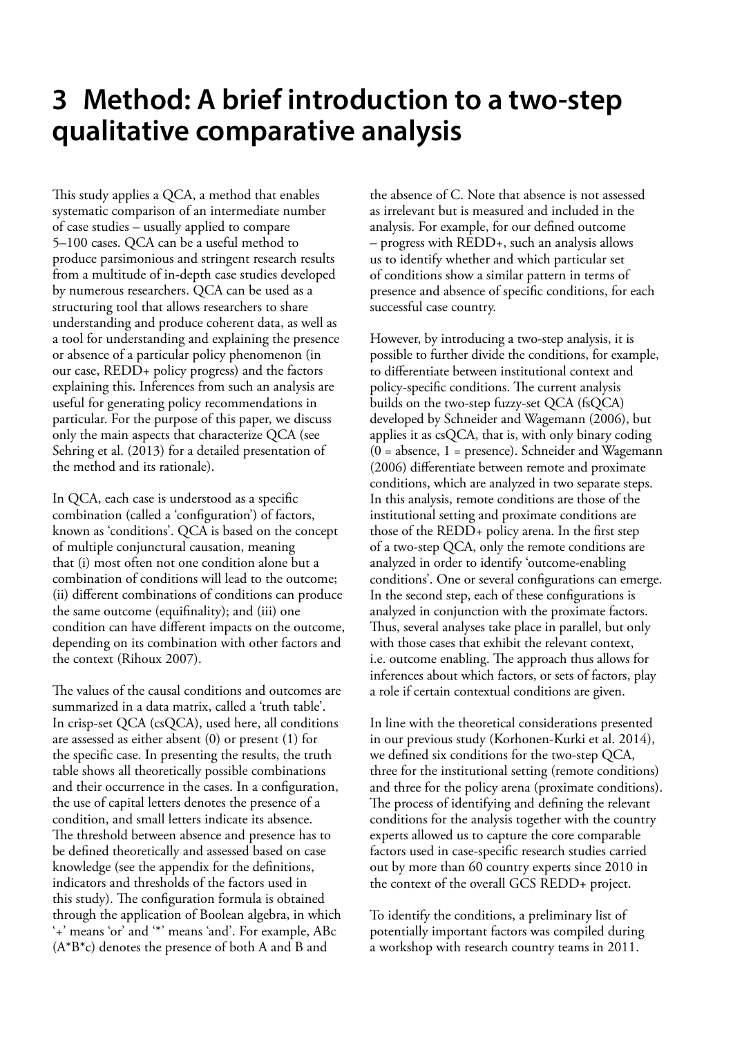# 3 Method: A brief introduction to a two-step qualitative comparative analysis

This study applies a QCA, a method that enables systematic comparison of an intermediate number of case studies – usually applied to compare 5–100 cases. QCA can be a useful method to produce parsimonious and stringent research results from a multitude of in-depth case studies developed by numerous researchers. QCA can be used as a structuring tool that allows researchers to share understanding and produce coherent data, as well as a tool for understanding and explaining the presence or absence of a particular policy phenomenon (in our case, REDD+ policy progress) and the factors explaining this. Inferences from such an analysis are useful for generating policy recommendations in particular. For the purpose of this paper, we discuss only the main aspects that characterize QCA (see Sehring et al. (2013) for a detailed presentation of the method and its rationale).

In QCA, each case is understood as a specific combination (called a 'configuration') of factors, known as 'conditions'. QCA is based on the concept of multiple conjunctural causation, meaning that (i) most often not one condition alone but a combination of conditions will lead to the outcome; (ii) different combinations of conditions can produce the same outcome (equifinality); and (iii) one condition can have different impacts on the outcome, depending on its combination with other factors and the context (Rihoux 2007).

The values of the causal conditions and outcomes are summarized in a data matrix, called a 'truth table'. In crisp-set QCA (csQCA), used here, all conditions are assessed as either absent (0) or present (1) for the specific case. In presenting the results, the truth table shows all theoretically possible combinations and their occurrence in the cases. In a configuration, the use of capital letters denotes the presence of a condition, and small letters indicate its absence. The threshold between absence and presence has to be defined theoretically and assessed based on case knowledge (see the appendix for the definitions, indicators and thresholds of the factors used in this study). The configuration formula is obtained through the application of Boolean algebra, in which '+' means 'or' and '*' means 'and'. For example, ABc (A*B*c) denotes the presence of both A and B and the absence of C. Note that absence is not assessed as irrelevant but is measured and included in the analysis. For example, for our defined outcome – progress with REDD+, such an analysis allows us to identify whether and which particular set of conditions show a similar pattern in terms of presence and absence of specific conditions, for each successful case country.

However, by introducing a two-step analysis, it is possible to further divide the conditions, for example, to differentiate between institutional context and policy-specific conditions. The current analysis builds on the two-step fuzzy-set QCA (fsQCA) developed by Schneider and Wagemann (2006), but applies it as csQCA, that is, with only binary coding (0 = absence, 1 = presence). Schneider and Wagemann (2006) differentiate between remote and proximate conditions, which are analyzed in two separate steps. In this analysis, remote conditions are those of the institutional setting and proximate conditions are those of the REDD+ policy arena. In the first step of a two-step QCA, only the remote conditions are analyzed in order to identify 'outcome-enabling conditions'. One or several configurations can emerge. In the second step, each of these configurations is analyzed in conjunction with the proximate factors. Thus, several analyses take place in parallel, but only with those cases that exhibit the relevant context, i.e. outcome enabling. The approach thus allows for inferences about which factors, or sets of factors, play a role if certain contextual conditions are given.

In line with the theoretical considerations presented in our previous study (Korhonen-Kurki et al. 2014), we defined six conditions for the two-step QCA, three for the institutional setting (remote conditions) and three for the policy arena (proximate conditions). The process of identifying and defining the relevant conditions for the analysis together with the country experts allowed us to capture the core comparable factors used in case-specific research studies carried out by more than 60 country experts since 2010 in the context of the overall GCS REDD+ project.

To identify the conditions, a preliminary list of potentially important factors was compiled during a workshop with research country teams in 2011.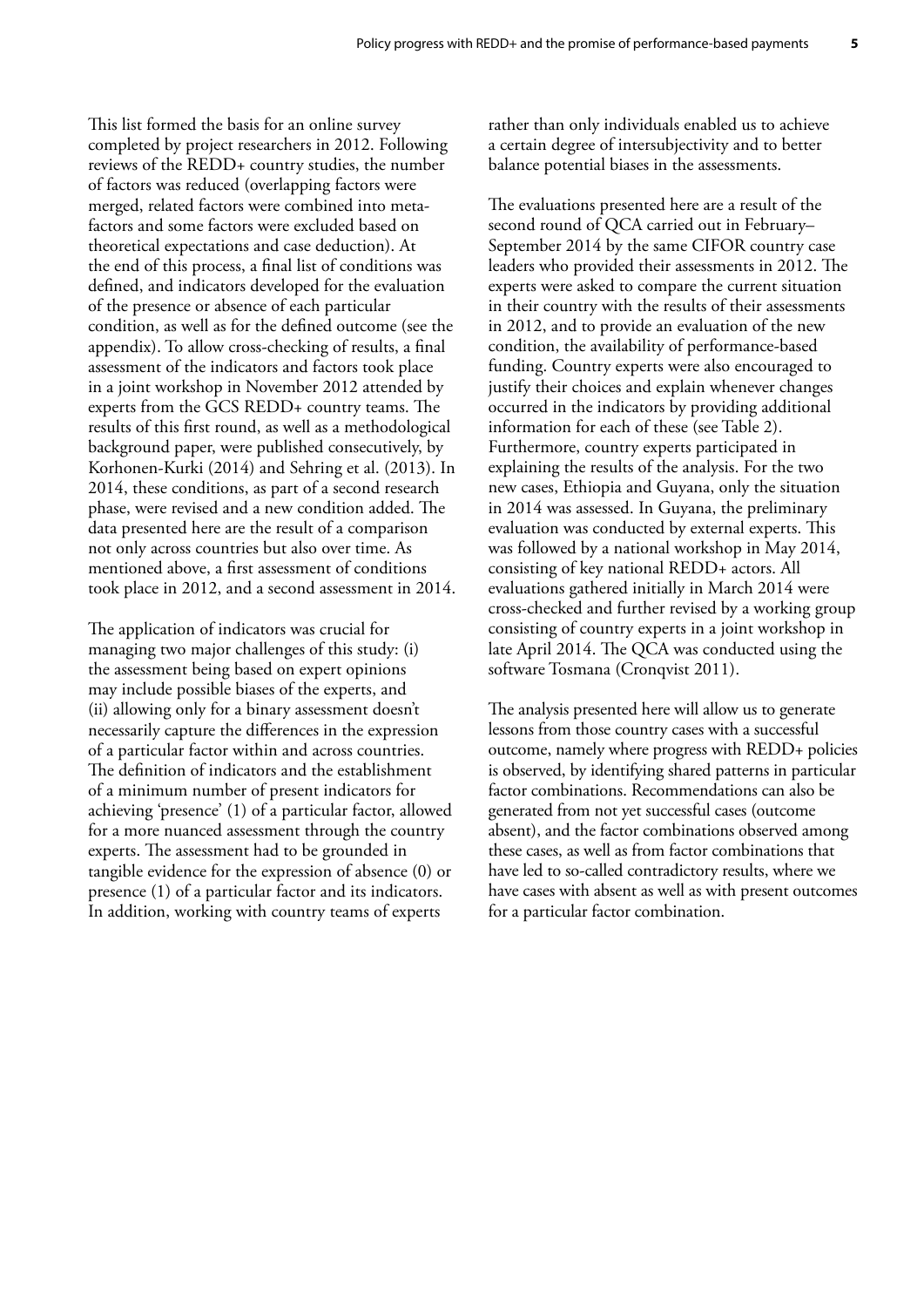This list formed the basis for an online survey completed by project researchers in 2012. Following reviews of the REDD+ country studies, the number of factors was reduced (overlapping factors were merged, related factors were combined into meta-factors and some factors were excluded based on theoretical expectations and case deduction). At the end of this process, a final list of conditions was defined, and indicators developed for the evaluation of the presence or absence of each particular condition, as well as for the defined outcome (see the appendix). To allow cross-checking of results, a final assessment of the indicators and factors took place in a joint workshop in November 2012 attended by experts from the GCS REDD+ country teams. The results of this first round, as well as a methodological background paper, were published consecutively, by Korhonen-Kurki (2014) and Sehring et al. (2013). In 2014, these conditions, as part of a second research phase, were revised and a new condition added. The data presented here are the result of a comparison not only across countries but also over time. As mentioned above, a first assessment of conditions took place in 2012, and a second assessment in 2014.

The application of indicators was crucial for managing two major challenges of this study: (i) the assessment being based on expert opinions may include possible biases of the experts, and (ii) allowing only for a binary assessment doesn't necessarily capture the differences in the expression of a particular factor within and across countries. The definition of indicators and the establishment of a minimum number of present indicators for achieving 'presence' (1) of a particular factor, allowed for a more nuanced assessment through the country experts. The assessment had to be grounded in tangible evidence for the expression of absence (0) or presence (1) of a particular factor and its indicators. In addition, working with country teams of experts rather than only individuals enabled us to achieve a certain degree of intersubjectivity and to better balance potential biases in the assessments.

The evaluations presented here are a result of the second round of QCA carried out in February–September 2014 by the same CIFOR country case leaders who provided their assessments in 2012. The experts were asked to compare the current situation in their country with the results of their assessments in 2012, and to provide an evaluation of the new condition, the availability of performance-based funding. Country experts were also encouraged to justify their choices and explain whenever changes occurred in the indicators by providing additional information for each of these (see Table 2). Furthermore, country experts participated in explaining the results of the analysis. For the two new cases, Ethiopia and Guyana, only the situation in 2014 was assessed. In Guyana, the preliminary evaluation was conducted by external experts. This was followed by a national workshop in May 2014, consisting of key national REDD+ actors. All evaluations gathered initially in March 2014 were cross-checked and further revised by a working group consisting of country experts in a joint workshop in late April 2014. The QCA was conducted using the software Tosmana (Cronqvist 2011).

The analysis presented here will allow us to generate lessons from those country cases with a successful outcome, namely where progress with REDD+ policies is observed, by identifying shared patterns in particular factor combinations. Recommendations can also be generated from not yet successful cases (outcome absent), and the factor combinations observed among these cases, as well as from factor combinations that have led to so-called contradictory results, where we have cases with absent as well as with present outcomes for a particular factor combination.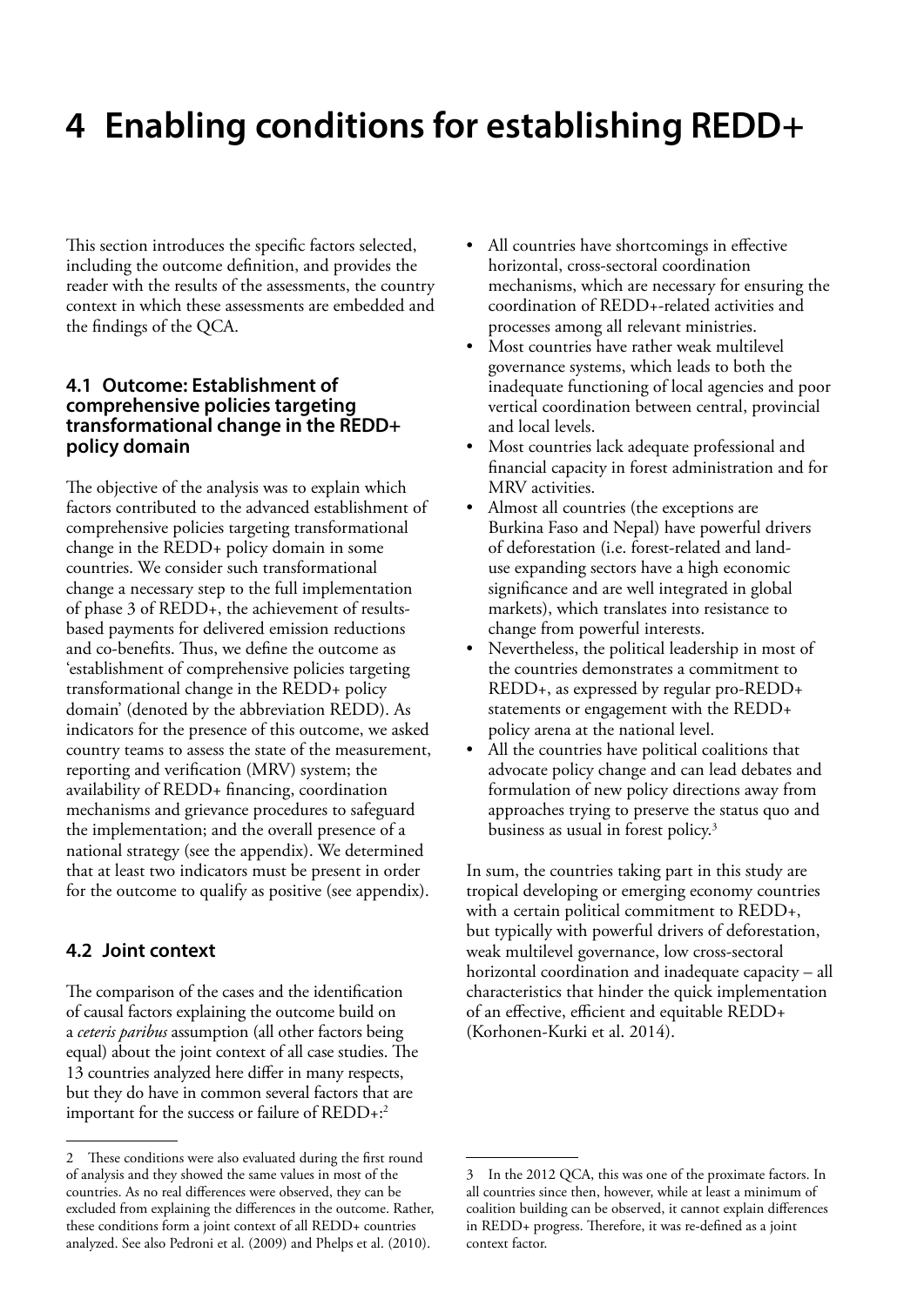# 4 Enabling conditions for establishing REDD+

This section introduces the specific factors selected, including the outcome definition, and provides the reader with the results of the assessments, the country context in which these assessments are embedded and the findings of the QCA.

## 4.1 Outcome: Establishment of comprehensive policies targeting transformational change in the REDD+ policy domain

The objective of the analysis was to explain which factors contributed to the advanced establishment of comprehensive policies targeting transformational change in the REDD+ policy domain in some countries. We consider such transformational change a necessary step to the full implementation of phase 3 of REDD+, the achievement of results-based payments for delivered emission reductions and co-benefits. Thus, we define the outcome as 'establishment of comprehensive policies targeting transformational change in the REDD+ policy domain' (denoted by the abbreviation REDD). As indicators for the presence of this outcome, we asked country teams to assess the state of the measurement, reporting and verification (MRV) system; the availability of REDD+ financing, coordination mechanisms and grievance procedures to safeguard the implementation; and the overall presence of a national strategy (see the appendix). We determined that at least two indicators must be present in order for the outcome to qualify as positive (see appendix).

## 4.2 Joint context

The comparison of the cases and the identification of causal factors explaining the outcome build on a *ceteris paribus* assumption (all other factors being equal) about the joint context of all case studies. The 13 countries analyzed here differ in many respects, but they do have in common several factors that are important for the success or failure of REDD+:[2]

- All countries have shortcomings in effective horizontal, cross-sectoral coordination mechanisms, which are necessary for ensuring the coordination of REDD+-related activities and processes among all relevant ministries.
- Most countries have rather weak multilevel governance systems, which leads to both the inadequate functioning of local agencies and poor vertical coordination between central, provincial and local levels.
- Most countries lack adequate professional and financial capacity in forest administration and for MRV activities.
- Almost all countries (the exceptions are Burkina Faso and Nepal) have powerful drivers of deforestation (i.e. forest-related and land-use expanding sectors have a high economic significance and are well integrated in global markets), which translates into resistance to change from powerful interests.
- Nevertheless, the political leadership in most of the countries demonstrates a commitment to REDD+, as expressed by regular pro-REDD+ statements or engagement with the REDD+ policy arena at the national level.
- All the countries have political coalitions that advocate policy change and can lead debates and formulation of new policy directions away from approaches trying to preserve the status quo and business as usual in forest policy.[3]

In sum, the countries taking part in this study are tropical developing or emerging economy countries with a certain political commitment to REDD+, but typically with powerful drivers of deforestation, weak multilevel governance, low cross-sectoral horizontal coordination and inadequate capacity – all characteristics that hinder the quick implementation of an effective, efficient and equitable REDD+ (Korhonen-Kurki et al. 2014).

---

2 These conditions were also evaluated during the first round of analysis and they showed the same values in most of the countries. As no real differences were observed, they can be excluded from explaining the differences in the outcome. Rather, these conditions form a joint context of all REDD+ countries analyzed. See also Pedroni et al. (2009) and Phelps et al. (2010).

3 In the 2012 QCA, this was one of the proximate factors. In all countries since then, however, while at least a minimum of coalition building can be observed, it cannot explain differences in REDD+ progress. Therefore, it was re-defined as a joint context factor.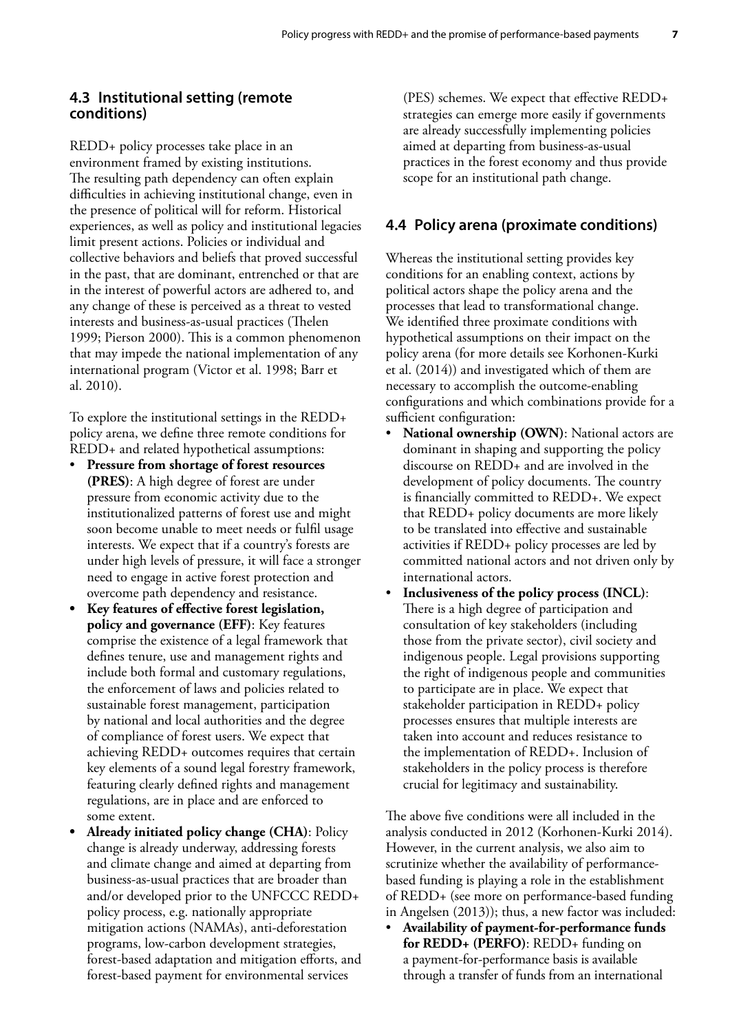### 4.3 Institutional setting (remote conditions)

REDD+ policy processes take place in an environment framed by existing institutions. The resulting path dependency can often explain difficulties in achieving institutional change, even in the presence of political will for reform. Historical experiences, as well as policy and institutional legacies limit present actions. Policies or individual and collective behaviors and beliefs that proved successful in the past, that are dominant, entrenched or that are in the interest of powerful actors are adhered to, and any change of these is perceived as a threat to vested interests and business-as-usual practices (Thelen 1999; Pierson 2000). This is a common phenomenon that may impede the national implementation of any international program (Victor et al. 1998; Barr et al. 2010).

To explore the institutional settings in the REDD+ policy arena, we define three remote conditions for REDD+ and related hypothetical assumptions:

- **Pressure from shortage of forest resources (PRES)**: A high degree of forest are under pressure from economic activity due to the institutionalized patterns of forest use and might soon become unable to meet needs or fulfil usage interests. We expect that if a country's forests are under high levels of pressure, it will face a stronger need to engage in active forest protection and overcome path dependency and resistance.
- **Key features of effective forest legislation, policy and governance (EFF)**: Key features comprise the existence of a legal framework that defines tenure, use and management rights and include both formal and customary regulations, the enforcement of laws and policies related to sustainable forest management, participation by national and local authorities and the degree of compliance of forest users. We expect that achieving REDD+ outcomes requires that certain key elements of a sound legal forestry framework, featuring clearly defined rights and management regulations, are in place and are enforced to some extent.
- **Already initiated policy change (CHA)**: Policy change is already underway, addressing forests and climate change and aimed at departing from business-as-usual practices that are broader than and/or developed prior to the UNFCCC REDD+ policy process, e.g. nationally appropriate mitigation actions (NAMAs), anti-deforestation programs, low-carbon development strategies, forest-based adaptation and mitigation efforts, and forest-based payment for environmental services (PES) schemes. We expect that effective REDD+ strategies can emerge more easily if governments are already successfully implementing policies aimed at departing from business-as-usual practices in the forest economy and thus provide scope for an institutional path change.

### 4.4 Policy arena (proximate conditions)

Whereas the institutional setting provides key conditions for an enabling context, actions by political actors shape the policy arena and the processes that lead to transformational change. We identified three proximate conditions with hypothetical assumptions on their impact on the policy arena (for more details see Korhonen-Kurki et al. (2014)) and investigated which of them are necessary to accomplish the outcome-enabling configurations and which combinations provide for a sufficient configuration:

- **National ownership (OWN)**: National actors are dominant in shaping and supporting the policy discourse on REDD+ and are involved in the development of policy documents. The country is financially committed to REDD+. We expect that REDD+ policy documents are more likely to be translated into effective and sustainable activities if REDD+ policy processes are led by committed national actors and not driven only by international actors.
- **Inclusiveness of the policy process (INCL)**: There is a high degree of participation and consultation of key stakeholders (including those from the private sector), civil society and indigenous people. Legal provisions supporting the right of indigenous people and communities to participate are in place. We expect that stakeholder participation in REDD+ policy processes ensures that multiple interests are taken into account and reduces resistance to the implementation of REDD+. Inclusion of stakeholders in the policy process is therefore crucial for legitimacy and sustainability.

The above five conditions were all included in the analysis conducted in 2012 (Korhonen-Kurki 2014). However, in the current analysis, we also aim to scrutinize whether the availability of performance-based funding is playing a role in the establishment of REDD+ (see more on performance-based funding in Angelsen (2013)); thus, a new factor was included:

- **Availability of payment-for-performance funds for REDD+ (PERFO)**: REDD+ funding on a payment-for-performance basis is available through a transfer of funds from an international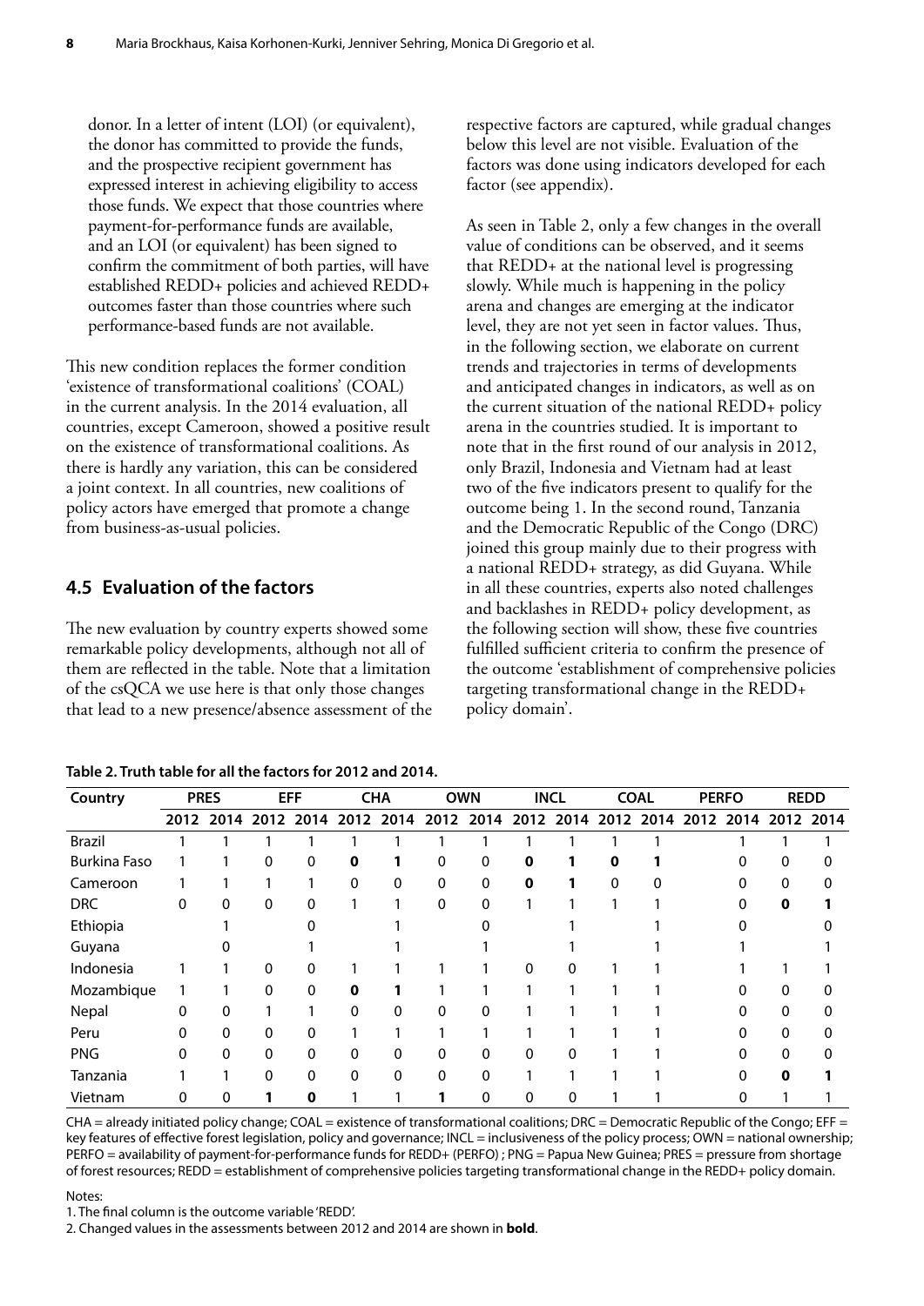donor. In a letter of intent (LOI) (or equivalent), the donor has committed to provide the funds, and the prospective recipient government has expressed interest in achieving eligibility to access those funds. We expect that those countries where payment-for-performance funds are available, and an LOI (or equivalent) has been signed to confirm the commitment of both parties, will have established REDD+ policies and achieved REDD+ outcomes faster than those countries where such performance-based funds are not available.

This new condition replaces the former condition 'existence of transformational coalitions' (COAL) in the current analysis. In the 2014 evaluation, all countries, except Cameroon, showed a positive result on the existence of transformational coalitions. As there is hardly any variation, this can be considered a joint context. In all countries, new coalitions of policy actors have emerged that promote a change from business-as-usual policies.

## 4.5 Evaluation of the factors

The new evaluation by country experts showed some remarkable policy developments, although not all of them are reflected in the table. Note that a limitation of the csQCA we use here is that only those changes that lead to a new presence/absence assessment of the respective factors are captured, while gradual changes below this level are not visible. Evaluation of the factors was done using indicators developed for each factor (see appendix).

As seen in Table 2, only a few changes in the overall value of conditions can be observed, and it seems that REDD+ at the national level is progressing slowly. While much is happening in the policy arena and changes are emerging at the indicator level, they are not yet seen in factor values. Thus, in the following section, we elaborate on current trends and trajectories in terms of developments and anticipated changes in indicators, as well as on the current situation of the national REDD+ policy arena in the countries studied. It is important to note that in the first round of our analysis in 2012, only Brazil, Indonesia and Vietnam had at least two of the five indicators present to qualify for the outcome being 1. In the second round, Tanzania and the Democratic Republic of the Congo (DRC) joined this group mainly due to their progress with a national REDD+ strategy, as did Guyana. While in all these countries, experts also noted challenges and backlashes in REDD+ policy development, as the following section will show, these five countries fulfilled sufficient criteria to confirm the presence of the outcome 'establishment of comprehensive policies targeting transformational change in the REDD+ policy domain'.

**Table 2. Truth table for all the factors for 2012 and 2014.**

| Country | PRES | | EFF | | CHA | | OWN | | INCL | | COAL | | PERFO | | REDD | |
|---|---|---|---|---|---|---|---|---|---|---|---|---|---|---|---|---|
| | 2012 | 2014 | 2012 | 2014 | 2012 | 2014 | 2012 | 2014 | 2012 | 2014 | 2012 | 2014 | 2012 | 2014 | 2012 | 2014 |
| Brazil | 1 | 1 | 1 | 1 | 1 | 1 | 1 | 1 | 1 | 1 | 1 | 1 | | 1 | 1 | 1 |
| Burkina Faso | 1 | 1 | 0 | 0 | **0** | **1** | 0 | 0 | **0** | **1** | **0** | **1** | | 0 | 0 | 0 |
| Cameroon | 1 | 1 | 1 | 1 | 0 | 0 | 0 | 0 | **0** | **1** | 0 | 0 | | 0 | 0 | 0 |
| DRC | 0 | 0 | 0 | 0 | 1 | 1 | 0 | 0 | 1 | 1 | 1 | 1 | | 0 | **0** | **1** |
| Ethiopia | | 1 | | 0 | | 1 | | 0 | | 1 | | 1 | | 0 | | 0 |
| Guyana | | 0 | | 1 | | 1 | | 1 | | 1 | | 1 | | 1 | | 1 |
| Indonesia | 1 | 1 | 0 | 0 | 1 | 1 | 1 | 1 | 0 | 0 | 1 | 1 | | 1 | 1 | 1 |
| Mozambique | 1 | 1 | 0 | 0 | **0** | **1** | 1 | 1 | 1 | 1 | 1 | 1 | | 0 | 0 | 0 |
| Nepal | 0 | 0 | 1 | 1 | 0 | 0 | 0 | 0 | 1 | 1 | 1 | 1 | | 0 | 0 | 0 |
| Peru | 0 | 0 | 0 | 0 | 1 | 1 | 1 | 1 | 1 | 1 | 1 | 1 | | 0 | 0 | 0 |
| PNG | 0 | 0 | 0 | 0 | 0 | 0 | 0 | 0 | 0 | 0 | 1 | 1 | | 0 | 0 | 0 |
| Tanzania | 1 | 1 | 0 | 0 | 0 | 0 | 0 | 0 | 1 | 1 | 1 | 1 | | 0 | **0** | **1** |
| Vietnam | 0 | 0 | **1** | **0** | 1 | 1 | **1** | 0 | 0 | 0 | 1 | 1 | | 0 | 1 | 1 |

CHA = already initiated policy change; COAL = existence of transformational coalitions; DRC = Democratic Republic of the Congo; EFF = key features of effective forest legislation, policy and governance; INCL = inclusiveness of the policy process; OWN = national ownership; PERFO = availability of payment-for-performance funds for REDD+ (PERFO) ; PNG = Papua New Guinea; PRES = pressure from shortage of forest resources; REDD = establishment of comprehensive policies targeting transformational change in the REDD+ policy domain.

Notes:

1. The final column is the outcome variable 'REDD'.
2. Changed values in the assessments between 2012 and 2014 are shown in **bold**.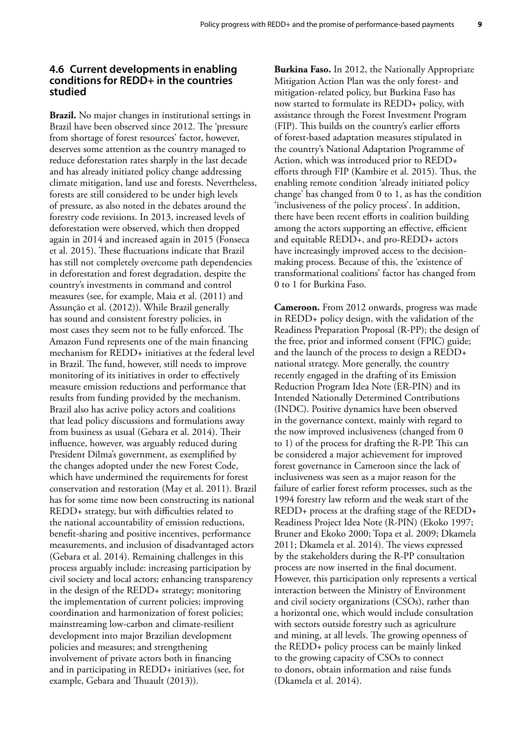### 4.6 Current developments in enabling conditions for REDD+ in the countries studied

**Brazil.** No major changes in institutional settings in Brazil have been observed since 2012. The 'pressure from shortage of forest resources' factor, however, deserves some attention as the country managed to reduce deforestation rates sharply in the last decade and has already initiated policy change addressing climate mitigation, land use and forests. Nevertheless, forests are still considered to be under high levels of pressure, as also noted in the debates around the forestry code revisions. In 2013, increased levels of deforestation were observed, which then dropped again in 2014 and increased again in 2015 (Fonseca et al. 2015). These fluctuations indicate that Brazil has still not completely overcome path dependencies in deforestation and forest degradation, despite the country's investments in command and control measures (see, for example, Maia et al. (2011) and Assunção et al. (2012)). While Brazil generally has sound and consistent forestry policies, in most cases they seem not to be fully enforced. The Amazon Fund represents one of the main financing mechanism for REDD+ initiatives at the federal level in Brazil. The fund, however, still needs to improve monitoring of its initiatives in order to effectively measure emission reductions and performance that results from funding provided by the mechanism. Brazil also has active policy actors and coalitions that lead policy discussions and formulations away from business as usual (Gebara et al. 2014). Their influence, however, was arguably reduced during President Dilma's government, as exemplified by the changes adopted under the new Forest Code, which have undermined the requirements for forest conservation and restoration (May et al. 2011). Brazil has for some time now been constructing its national REDD+ strategy, but with difficulties related to the national accountability of emission reductions, benefit-sharing and positive incentives, performance measurements, and inclusion of disadvantaged actors (Gebara et al. 2014). Remaining challenges in this process arguably include: increasing participation by civil society and local actors; enhancing transparency in the design of the REDD+ strategy; monitoring the implementation of current policies; improving coordination and harmonization of forest policies; mainstreaming low-carbon and climate-resilient development into major Brazilian development policies and measures; and strengthening involvement of private actors both in financing and in participating in REDD+ initiatives (see, for example, Gebara and Thuault (2013)).

**Burkina Faso.** In 2012, the Nationally Appropriate Mitigation Action Plan was the only forest- and mitigation-related policy, but Burkina Faso has now started to formulate its REDD+ policy, with assistance through the Forest Investment Program (FIP). This builds on the country's earlier efforts of forest-based adaptation measures stipulated in the country's National Adaptation Programme of Action, which was introduced prior to REDD+ efforts through FIP (Kambire et al. 2015). Thus, the enabling remote condition 'already initiated policy change' has changed from 0 to 1, as has the condition 'inclusiveness of the policy process'. In addition, there have been recent efforts in coalition building among the actors supporting an effective, efficient and equitable REDD+, and pro-REDD+ actors have increasingly improved access to the decision-making process. Because of this, the 'existence of transformational coalitions' factor has changed from 0 to 1 for Burkina Faso.

**Cameroon.** From 2012 onwards, progress was made in REDD+ policy design, with the validation of the Readiness Preparation Proposal (R-PP); the design of the free, prior and informed consent (FPIC) guide; and the launch of the process to design a REDD+ national strategy. More generally, the country recently engaged in the drafting of its Emission Reduction Program Idea Note (ER-PIN) and its Intended Nationally Determined Contributions (INDC). Positive dynamics have been observed in the governance context, mainly with regard to the now improved inclusiveness (changed from 0 to 1) of the process for drafting the R-PP. This can be considered a major achievement for improved forest governance in Cameroon since the lack of inclusiveness was seen as a major reason for the failure of earlier forest reform processes, such as the 1994 forestry law reform and the weak start of the REDD+ process at the drafting stage of the REDD+ Readiness Project Idea Note (R-PIN) (Ekoko 1997; Bruner and Ekoko 2000; Topa et al. 2009; Dkamela 2011; Dkamela et al. 2014). The views expressed by the stakeholders during the R-PP consultation process are now inserted in the final document. However, this participation only represents a vertical interaction between the Ministry of Environment and civil society organizations (CSOs), rather than a horizontal one, which would include consultation with sectors outside forestry such as agriculture and mining, at all levels. The growing openness of the REDD+ policy process can be mainly linked to the growing capacity of CSOs to connect to donors, obtain information and raise funds (Dkamela et al. 2014).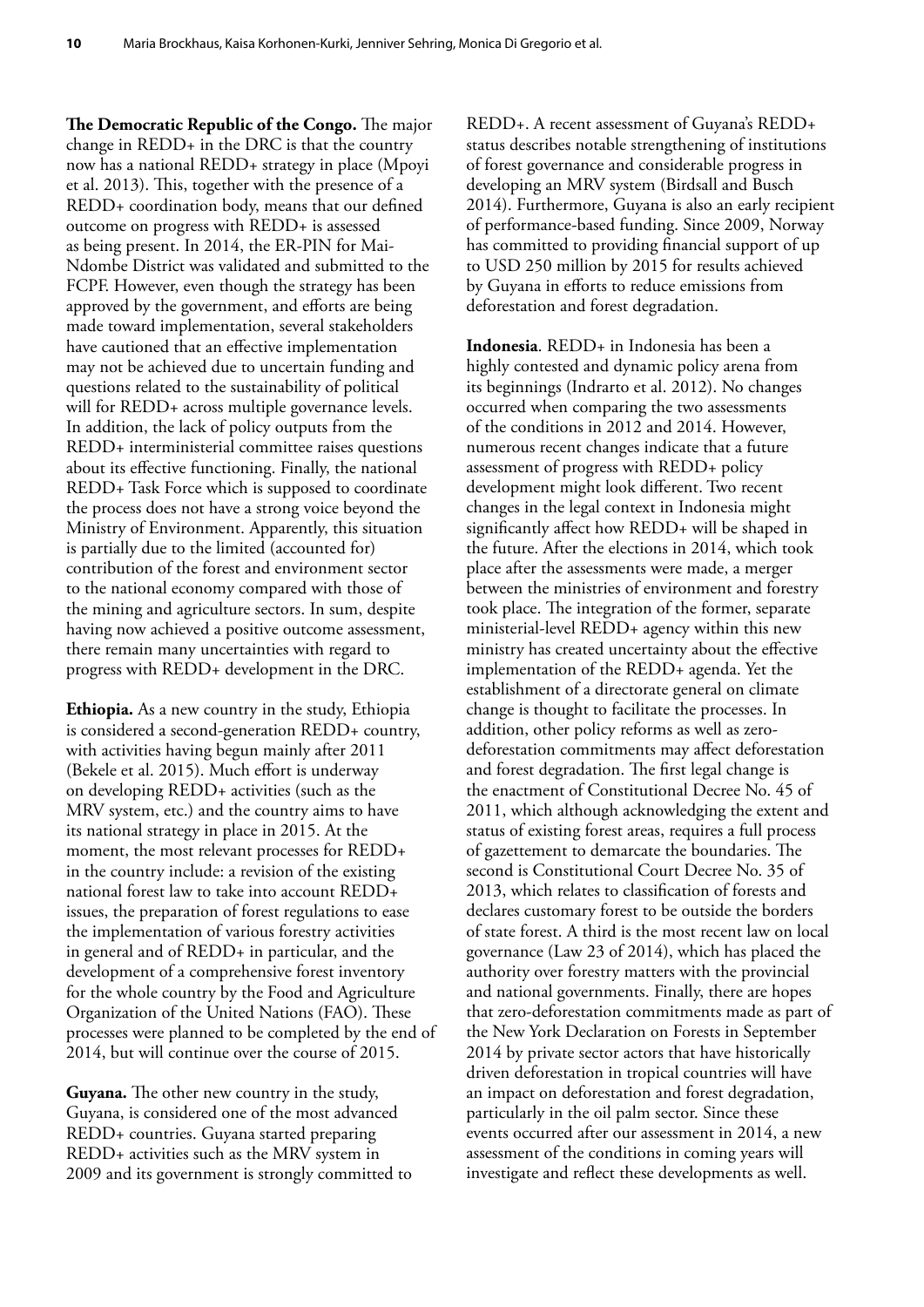**The Democratic Republic of the Congo.** The major change in REDD+ in the DRC is that the country now has a national REDD+ strategy in place (Mpoyi et al. 2013). This, together with the presence of a REDD+ coordination body, means that our defined outcome on progress with REDD+ is assessed as being present. In 2014, the ER-PIN for Mai-Ndombe District was validated and submitted to the FCPF. However, even though the strategy has been approved by the government, and efforts are being made toward implementation, several stakeholders have cautioned that an effective implementation may not be achieved due to uncertain funding and questions related to the sustainability of political will for REDD+ across multiple governance levels. In addition, the lack of policy outputs from the REDD+ interministerial committee raises questions about its effective functioning. Finally, the national REDD+ Task Force which is supposed to coordinate the process does not have a strong voice beyond the Ministry of Environment. Apparently, this situation is partially due to the limited (accounted for) contribution of the forest and environment sector to the national economy compared with those of the mining and agriculture sectors. In sum, despite having now achieved a positive outcome assessment, there remain many uncertainties with regard to progress with REDD+ development in the DRC.

**Ethiopia.** As a new country in the study, Ethiopia is considered a second-generation REDD+ country, with activities having begun mainly after 2011 (Bekele et al. 2015). Much effort is underway on developing REDD+ activities (such as the MRV system, etc.) and the country aims to have its national strategy in place in 2015. At the moment, the most relevant processes for REDD+ in the country include: a revision of the existing national forest law to take into account REDD+ issues, the preparation of forest regulations to ease the implementation of various forestry activities in general and of REDD+ in particular, and the development of a comprehensive forest inventory for the whole country by the Food and Agriculture Organization of the United Nations (FAO). These processes were planned to be completed by the end of 2014, but will continue over the course of 2015.

**Guyana.** The other new country in the study, Guyana, is considered one of the most advanced REDD+ countries. Guyana started preparing REDD+ activities such as the MRV system in 2009 and its government is strongly committed to REDD+. A recent assessment of Guyana's REDD+ status describes notable strengthening of institutions of forest governance and considerable progress in developing an MRV system (Birdsall and Busch 2014). Furthermore, Guyana is also an early recipient of performance-based funding. Since 2009, Norway has committed to providing financial support of up to USD 250 million by 2015 for results achieved by Guyana in efforts to reduce emissions from deforestation and forest degradation.

**Indonesia**. REDD+ in Indonesia has been a highly contested and dynamic policy arena from its beginnings (Indrarto et al. 2012). No changes occurred when comparing the two assessments of the conditions in 2012 and 2014. However, numerous recent changes indicate that a future assessment of progress with REDD+ policy development might look different. Two recent changes in the legal context in Indonesia might significantly affect how REDD+ will be shaped in the future. After the elections in 2014, which took place after the assessments were made, a merger between the ministries of environment and forestry took place. The integration of the former, separate ministerial-level REDD+ agency within this new ministry has created uncertainty about the effective implementation of the REDD+ agenda. Yet the establishment of a directorate general on climate change is thought to facilitate the processes. In addition, other policy reforms as well as zero-deforestation commitments may affect deforestation and forest degradation. The first legal change is the enactment of Constitutional Decree No. 45 of 2011, which although acknowledging the extent and status of existing forest areas, requires a full process of gazettement to demarcate the boundaries. The second is Constitutional Court Decree No. 35 of 2013, which relates to classification of forests and declares customary forest to be outside the borders of state forest. A third is the most recent law on local governance (Law 23 of 2014), which has placed the authority over forestry matters with the provincial and national governments. Finally, there are hopes that zero-deforestation commitments made as part of the New York Declaration on Forests in September 2014 by private sector actors that have historically driven deforestation in tropical countries will have an impact on deforestation and forest degradation, particularly in the oil palm sector. Since these events occurred after our assessment in 2014, a new assessment of the conditions in coming years will investigate and reflect these developments as well.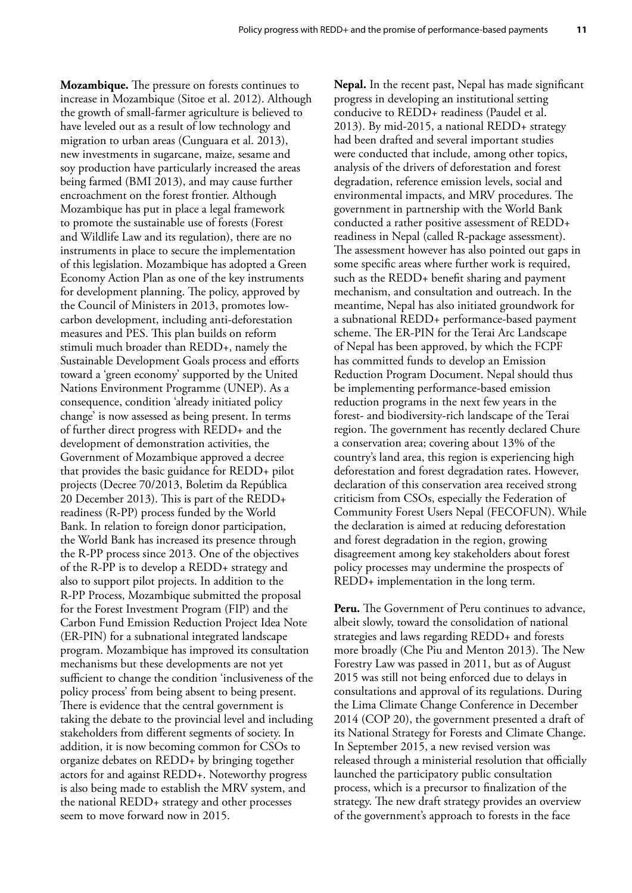**Mozambique.** The pressure on forests continues to increase in Mozambique (Sitoe et al. 2012). Although the growth of small-farmer agriculture is believed to have leveled out as a result of low technology and migration to urban areas (Cunguara et al. 2013), new investments in sugarcane, maize, sesame and soy production have particularly increased the areas being farmed (BMI 2013), and may cause further encroachment on the forest frontier. Although Mozambique has put in place a legal framework to promote the sustainable use of forests (Forest and Wildlife Law and its regulation), there are no instruments in place to secure the implementation of this legislation. Mozambique has adopted a Green Economy Action Plan as one of the key instruments for development planning. The policy, approved by the Council of Ministers in 2013, promotes low-carbon development, including anti-deforestation measures and PES. This plan builds on reform stimuli much broader than REDD+, namely the Sustainable Development Goals process and efforts toward a 'green economy' supported by the United Nations Environment Programme (UNEP). As a consequence, condition 'already initiated policy change' is now assessed as being present. In terms of further direct progress with REDD+ and the development of demonstration activities, the Government of Mozambique approved a decree that provides the basic guidance for REDD+ pilot projects (Decree 70/2013, Boletim da República 20 December 2013). This is part of the REDD+ readiness (R-PP) process funded by the World Bank. In relation to foreign donor participation, the World Bank has increased its presence through the R-PP process since 2013. One of the objectives of the R-PP is to develop a REDD+ strategy and also to support pilot projects. In addition to the R-PP Process, Mozambique submitted the proposal for the Forest Investment Program (FIP) and the Carbon Fund Emission Reduction Project Idea Note (ER-PIN) for a subnational integrated landscape program. Mozambique has improved its consultation mechanisms but these developments are not yet sufficient to change the condition 'inclusiveness of the policy process' from being absent to being present. There is evidence that the central government is taking the debate to the provincial level and including stakeholders from different segments of society. In addition, it is now becoming common for CSOs to organize debates on REDD+ by bringing together actors for and against REDD+. Noteworthy progress is also being made to establish the MRV system, and the national REDD+ strategy and other processes seem to move forward now in 2015.

**Nepal.** In the recent past, Nepal has made significant progress in developing an institutional setting conducive to REDD+ readiness (Paudel et al. 2013). By mid-2015, a national REDD+ strategy had been drafted and several important studies were conducted that include, among other topics, analysis of the drivers of deforestation and forest degradation, reference emission levels, social and environmental impacts, and MRV procedures. The government in partnership with the World Bank conducted a rather positive assessment of REDD+ readiness in Nepal (called R-package assessment). The assessment however has also pointed out gaps in some specific areas where further work is required, such as the REDD+ benefit sharing and payment mechanism, and consultation and outreach. In the meantime, Nepal has also initiated groundwork for a subnational REDD+ performance-based payment scheme. The ER-PIN for the Terai Arc Landscape of Nepal has been approved, by which the FCPF has committed funds to develop an Emission Reduction Program Document. Nepal should thus be implementing performance-based emission reduction programs in the next few years in the forest- and biodiversity-rich landscape of the Terai region. The government has recently declared Chure a conservation area; covering about 13% of the country's land area, this region is experiencing high deforestation and forest degradation rates. However, declaration of this conservation area received strong criticism from CSOs, especially the Federation of Community Forest Users Nepal (FECOFUN). While the declaration is aimed at reducing deforestation and forest degradation in the region, growing disagreement among key stakeholders about forest policy processes may undermine the prospects of REDD+ implementation in the long term.

**Peru.** The Government of Peru continues to advance, albeit slowly, toward the consolidation of national strategies and laws regarding REDD+ and forests more broadly (Che Piu and Menton 2013). The New Forestry Law was passed in 2011, but as of August 2015 was still not being enforced due to delays in consultations and approval of its regulations. During the Lima Climate Change Conference in December 2014 (COP 20), the government presented a draft of its National Strategy for Forests and Climate Change. In September 2015, a new revised version was released through a ministerial resolution that officially launched the participatory public consultation process, which is a precursor to finalization of the strategy. The new draft strategy provides an overview of the government's approach to forests in the face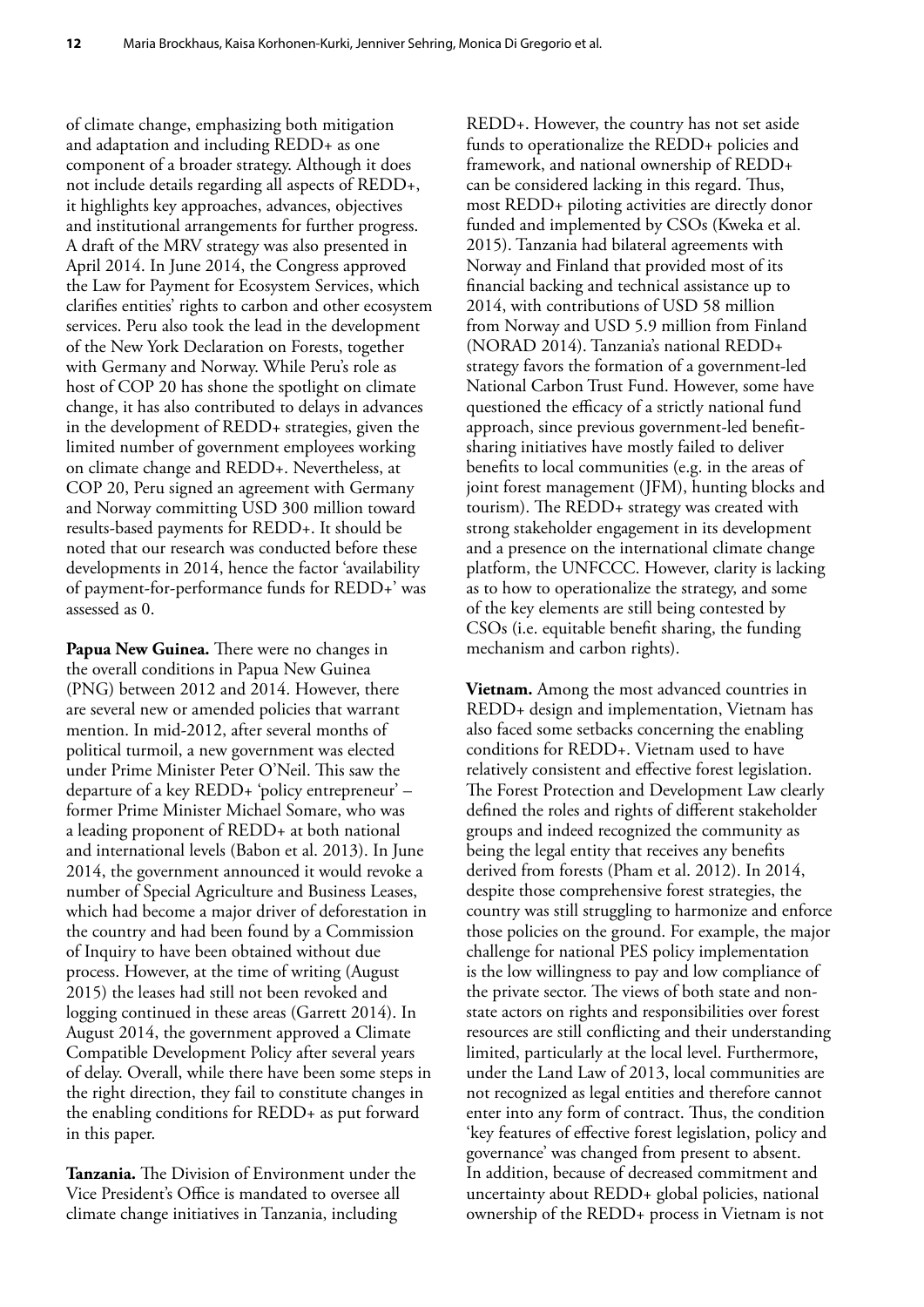of climate change, emphasizing both mitigation and adaptation and including REDD+ as one component of a broader strategy. Although it does not include details regarding all aspects of REDD+, it highlights key approaches, advances, objectives and institutional arrangements for further progress. A draft of the MRV strategy was also presented in April 2014. In June 2014, the Congress approved the Law for Payment for Ecosystem Services, which clarifies entities' rights to carbon and other ecosystem services. Peru also took the lead in the development of the New York Declaration on Forests, together with Germany and Norway. While Peru's role as host of COP 20 has shone the spotlight on climate change, it has also contributed to delays in advances in the development of REDD+ strategies, given the limited number of government employees working on climate change and REDD+. Nevertheless, at COP 20, Peru signed an agreement with Germany and Norway committing USD 300 million toward results-based payments for REDD+. It should be noted that our research was conducted before these developments in 2014, hence the factor 'availability of payment-for-performance funds for REDD+' was assessed as 0.

**Papua New Guinea.** There were no changes in the overall conditions in Papua New Guinea (PNG) between 2012 and 2014. However, there are several new or amended policies that warrant mention. In mid-2012, after several months of political turmoil, a new government was elected under Prime Minister Peter O'Neil. This saw the departure of a key REDD+ 'policy entrepreneur' – former Prime Minister Michael Somare, who was a leading proponent of REDD+ at both national and international levels (Babon et al. 2013). In June 2014, the government announced it would revoke a number of Special Agriculture and Business Leases, which had become a major driver of deforestation in the country and had been found by a Commission of Inquiry to have been obtained without due process. However, at the time of writing (August 2015) the leases had still not been revoked and logging continued in these areas (Garrett 2014). In August 2014, the government approved a Climate Compatible Development Policy after several years of delay. Overall, while there have been some steps in the right direction, they fail to constitute changes in the enabling conditions for REDD+ as put forward in this paper.

**Tanzania.** The Division of Environment under the Vice President's Office is mandated to oversee all climate change initiatives in Tanzania, including REDD+. However, the country has not set aside funds to operationalize the REDD+ policies and framework, and national ownership of REDD+ can be considered lacking in this regard. Thus, most REDD+ piloting activities are directly donor funded and implemented by CSOs (Kweka et al. 2015). Tanzania had bilateral agreements with Norway and Finland that provided most of its financial backing and technical assistance up to 2014, with contributions of USD 58 million from Norway and USD 5.9 million from Finland (NORAD 2014). Tanzania's national REDD+ strategy favors the formation of a government-led National Carbon Trust Fund. However, some have questioned the efficacy of a strictly national fund approach, since previous government-led benefit-sharing initiatives have mostly failed to deliver benefits to local communities (e.g. in the areas of joint forest management (JFM), hunting blocks and tourism). The REDD+ strategy was created with strong stakeholder engagement in its development and a presence on the international climate change platform, the UNFCCC. However, clarity is lacking as to how to operationalize the strategy, and some of the key elements are still being contested by CSOs (i.e. equitable benefit sharing, the funding mechanism and carbon rights).

**Vietnam.** Among the most advanced countries in REDD+ design and implementation, Vietnam has also faced some setbacks concerning the enabling conditions for REDD+. Vietnam used to have relatively consistent and effective forest legislation. The Forest Protection and Development Law clearly defined the roles and rights of different stakeholder groups and indeed recognized the community as being the legal entity that receives any benefits derived from forests (Pham et al. 2012). In 2014, despite those comprehensive forest strategies, the country was still struggling to harmonize and enforce those policies on the ground. For example, the major challenge for national PES policy implementation is the low willingness to pay and low compliance of the private sector. The views of both state and non-state actors on rights and responsibilities over forest resources are still conflicting and their understanding limited, particularly at the local level. Furthermore, under the Land Law of 2013, local communities are not recognized as legal entities and therefore cannot enter into any form of contract. Thus, the condition 'key features of effective forest legislation, policy and governance' was changed from present to absent. In addition, because of decreased commitment and uncertainty about REDD+ global policies, national ownership of the REDD+ process in Vietnam is not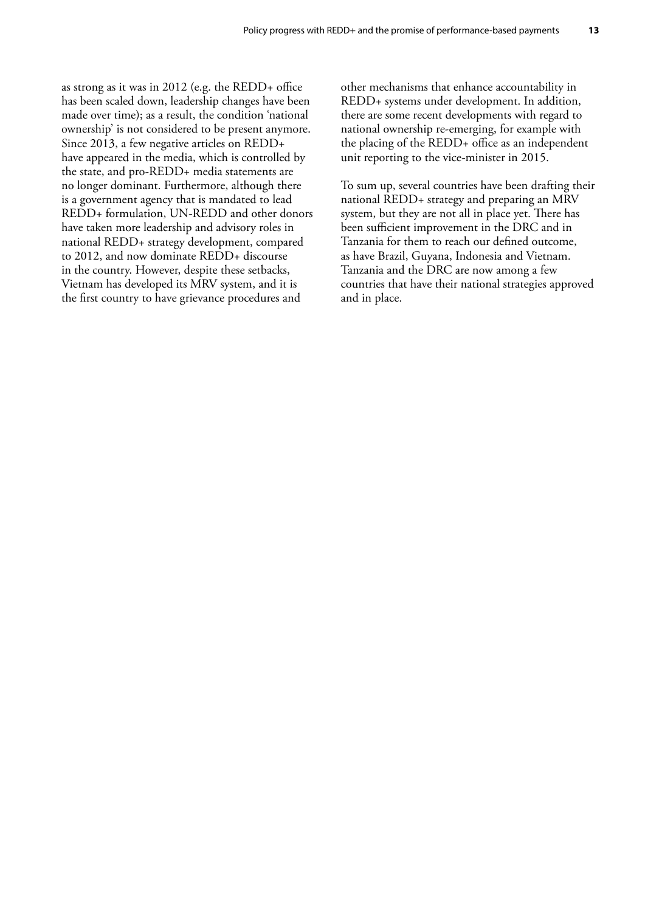as strong as it was in 2012 (e.g. the REDD+ office has been scaled down, leadership changes have been made over time); as a result, the condition 'national ownership' is not considered to be present anymore. Since 2013, a few negative articles on REDD+ have appeared in the media, which is controlled by the state, and pro-REDD+ media statements are no longer dominant. Furthermore, although there is a government agency that is mandated to lead REDD+ formulation, UN-REDD and other donors have taken more leadership and advisory roles in national REDD+ strategy development, compared to 2012, and now dominate REDD+ discourse in the country. However, despite these setbacks, Vietnam has developed its MRV system, and it is the first country to have grievance procedures and other mechanisms that enhance accountability in REDD+ systems under development. In addition, there are some recent developments with regard to national ownership re-emerging, for example with the placing of the REDD+ office as an independent unit reporting to the vice-minister in 2015.

To sum up, several countries have been drafting their national REDD+ strategy and preparing an MRV system, but they are not all in place yet. There has been sufficient improvement in the DRC and in Tanzania for them to reach our defined outcome, as have Brazil, Guyana, Indonesia and Vietnam. Tanzania and the DRC are now among a few countries that have their national strategies approved and in place.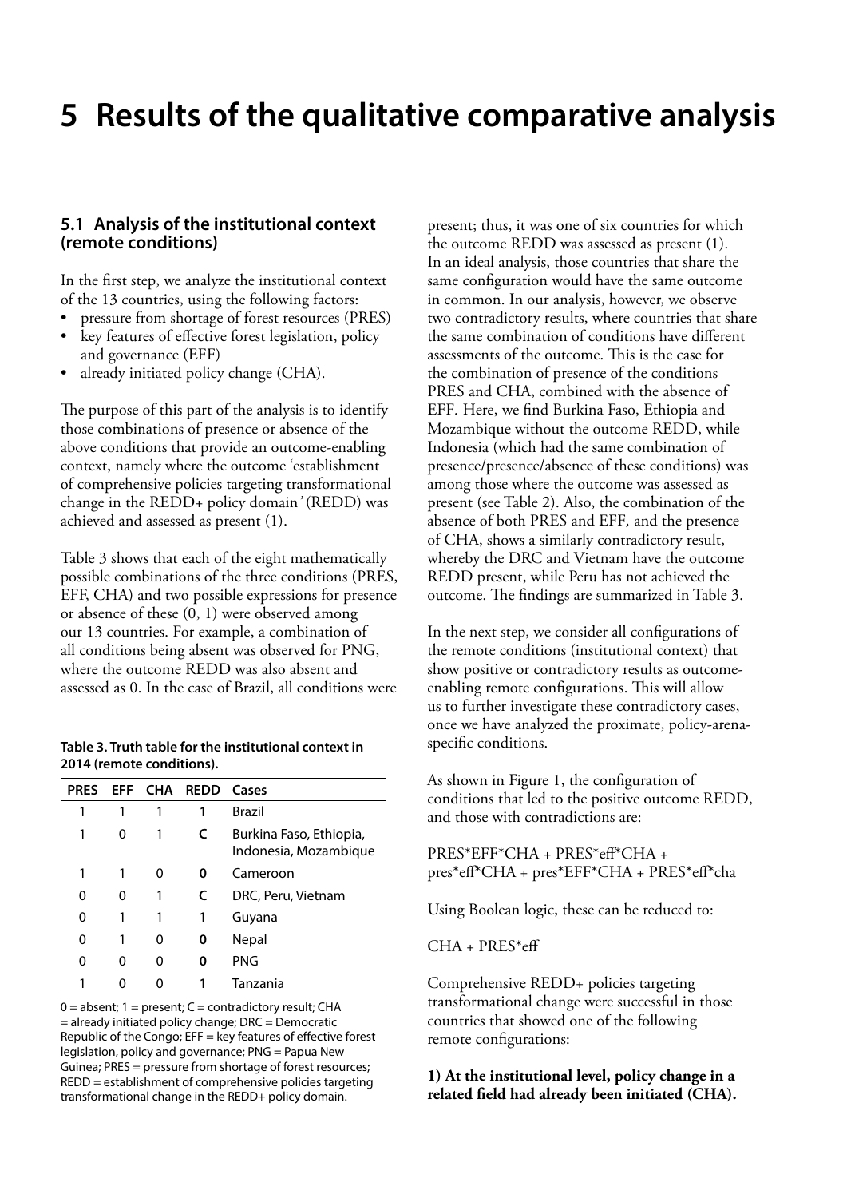# 5 Results of the qualitative comparative analysis

## 5.1 Analysis of the institutional context (remote conditions)

In the first step, we analyze the institutional context of the 13 countries, using the following factors:

- pressure from shortage of forest resources (PRES)
- key features of effective forest legislation, policy and governance (EFF)
- already initiated policy change (CHA).

The purpose of this part of the analysis is to identify those combinations of presence or absence of the above conditions that provide an outcome-enabling context, namely where the outcome 'establishment of comprehensive policies targeting transformational change in the REDD+ policy domain*'* (REDD) was achieved and assessed as present (1).

Table 3 shows that each of the eight mathematically possible combinations of the three conditions (PRES, EFF, CHA) and two possible expressions for presence or absence of these (0, 1) were observed among our 13 countries. For example, a combination of all conditions being absent was observed for PNG, where the outcome REDD was also absent and assessed as 0. In the case of Brazil, all conditions were present; thus, it was one of six countries for which the outcome REDD was assessed as present (1). In an ideal analysis, those countries that share the same configuration would have the same outcome in common. In our analysis, however, we observe two contradictory results, where countries that share the same combination of conditions have different assessments of the outcome. This is the case for the combination of presence of the conditions PRES and CHA, combined with the absence of EFF. Here, we find Burkina Faso, Ethiopia and Mozambique without the outcome REDD, while Indonesia (which had the same combination of presence/presence/absence of these conditions) was among those where the outcome was assessed as present (see Table 2). Also, the combination of the absence of both PRES and EFF*,* and the presence of CHA, shows a similarly contradictory result, whereby the DRC and Vietnam have the outcome REDD present, while Peru has not achieved the outcome. The findings are summarized in Table 3.

**Table 3. Truth table for the institutional context in 2014 (remote conditions).**

| PRES | EFF | CHA | REDD | Cases |
|---|---|---|---|---|
| 1 | 1 | 1 | **1** | Brazil |
| 1 | 0 | 1 | **C** | Burkina Faso, Ethiopia, Indonesia, Mozambique |
| 1 | 1 | 0 | **0** | Cameroon |
| 0 | 0 | 1 | **C** | DRC, Peru, Vietnam |
| 0 | 1 | 1 | **1** | Guyana |
| 0 | 1 | 0 | **0** | Nepal |
| 0 | 0 | 0 | **0** | PNG |
| 1 | 0 | 0 | **1** | Tanzania |

0 = absent; 1 = present; C = contradictory result; CHA = already initiated policy change; DRC = Democratic Republic of the Congo; EFF = key features of effective forest legislation, policy and governance; PNG = Papua New Guinea; PRES = pressure from shortage of forest resources; REDD = establishment of comprehensive policies targeting transformational change in the REDD+ policy domain.

In the next step, we consider all configurations of the remote conditions (institutional context) that show positive or contradictory results as outcome-enabling remote configurations. This will allow us to further investigate these contradictory cases, once we have analyzed the proximate, policy-arena-specific conditions.

As shown in Figure 1, the configuration of conditions that led to the positive outcome REDD, and those with contradictions are:

PRES*EFF*CHA + PRES*eff*CHA + pres*eff*CHA + pres*EFF*CHA + PRES*eff*cha

Using Boolean logic, these can be reduced to:

CHA + PRES*eff

Comprehensive REDD+ policies targeting transformational change were successful in those countries that showed one of the following remote configurations:

**1) At the institutional level, policy change in a related field had already been initiated (CHA).**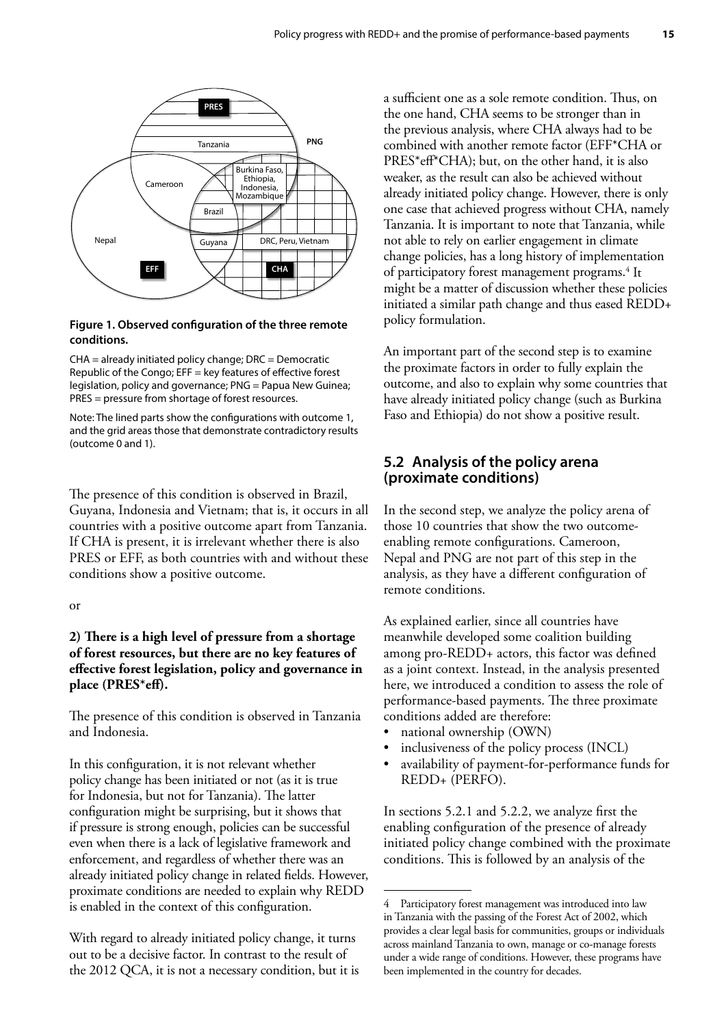**Figure 1. Observed configuration of the three remote conditions.**

CHA = already initiated policy change; DRC = Democratic Republic of the Congo; EFF = key features of effective forest legislation, policy and governance; PNG = Papua New Guinea; PRES = pressure from shortage of forest resources.

Note: The lined parts show the configurations with outcome 1, and the grid areas those that demonstrate contradictory results (outcome 0 and 1).

The presence of this condition is observed in Brazil, Guyana, Indonesia and Vietnam; that is, it occurs in all countries with a positive outcome apart from Tanzania. If CHA is present, it is irrelevant whether there is also PRES or EFF, as both countries with and without these conditions show a positive outcome.

or

**2) There is a high level of pressure from a shortage of forest resources, but there are no key features of effective forest legislation, policy and governance in place (PRES*eff).**

The presence of this condition is observed in Tanzania and Indonesia.

In this configuration, it is not relevant whether policy change has been initiated or not (as it is true for Indonesia, but not for Tanzania). The latter configuration might be surprising, but it shows that if pressure is strong enough, policies can be successful even when there is a lack of legislative framework and enforcement, and regardless of whether there was an already initiated policy change in related fields. However, proximate conditions are needed to explain why REDD is enabled in the context of this configuration.

With regard to already initiated policy change, it turns out to be a decisive factor. In contrast to the result of the 2012 QCA, it is not a necessary condition, but it is a sufficient one as a sole remote condition. Thus, on the one hand, CHA seems to be stronger than in the previous analysis, where CHA always had to be combined with another remote factor (EFF*CHA or PRES*eff*CHA); but, on the other hand, it is also weaker, as the result can also be achieved without already initiated policy change. However, there is only one case that achieved progress without CHA, namely Tanzania. It is important to note that Tanzania, while not able to rely on earlier engagement in climate change policies, has a long history of implementation of participatory forest management programs.[4] It might be a matter of discussion whether these policies initiated a similar path change and thus eased REDD+ policy formulation.

An important part of the second step is to examine the proximate factors in order to fully explain the outcome, and also to explain why some countries that have already initiated policy change (such as Burkina Faso and Ethiopia) do not show a positive result.

## 5.2 Analysis of the policy arena (proximate conditions)

In the second step, we analyze the policy arena of those 10 countries that show the two outcome-enabling configurations. Cameroon, Nepal and PNG are not part of this step in the analysis, as they have a different configuration of remote conditions.

As explained earlier, since all countries have meanwhile developed some coalition building among pro-REDD+ actors, this factor was defined as a joint context. Instead, in the analysis presented here, we introduced a condition to assess the role of performance-based payments. The three proximate conditions added are therefore:

- national ownership (OWN)
- inclusiveness of the policy process (INCL)
- availability of payment-for-performance funds for REDD+ (PERFO).

In sections 5.2.1 and 5.2.2, we analyze first the enabling configuration of the presence of already initiated policy change combined with the proximate conditions. This is followed by an analysis of the

---

4 Participatory forest management was introduced into law in Tanzania with the passing of the Forest Act of 2002, which provides a clear legal basis for communities, groups or individuals across mainland Tanzania to own, manage or co-manage forests under a wide range of conditions. However, these programs have been implemented in the country for decades.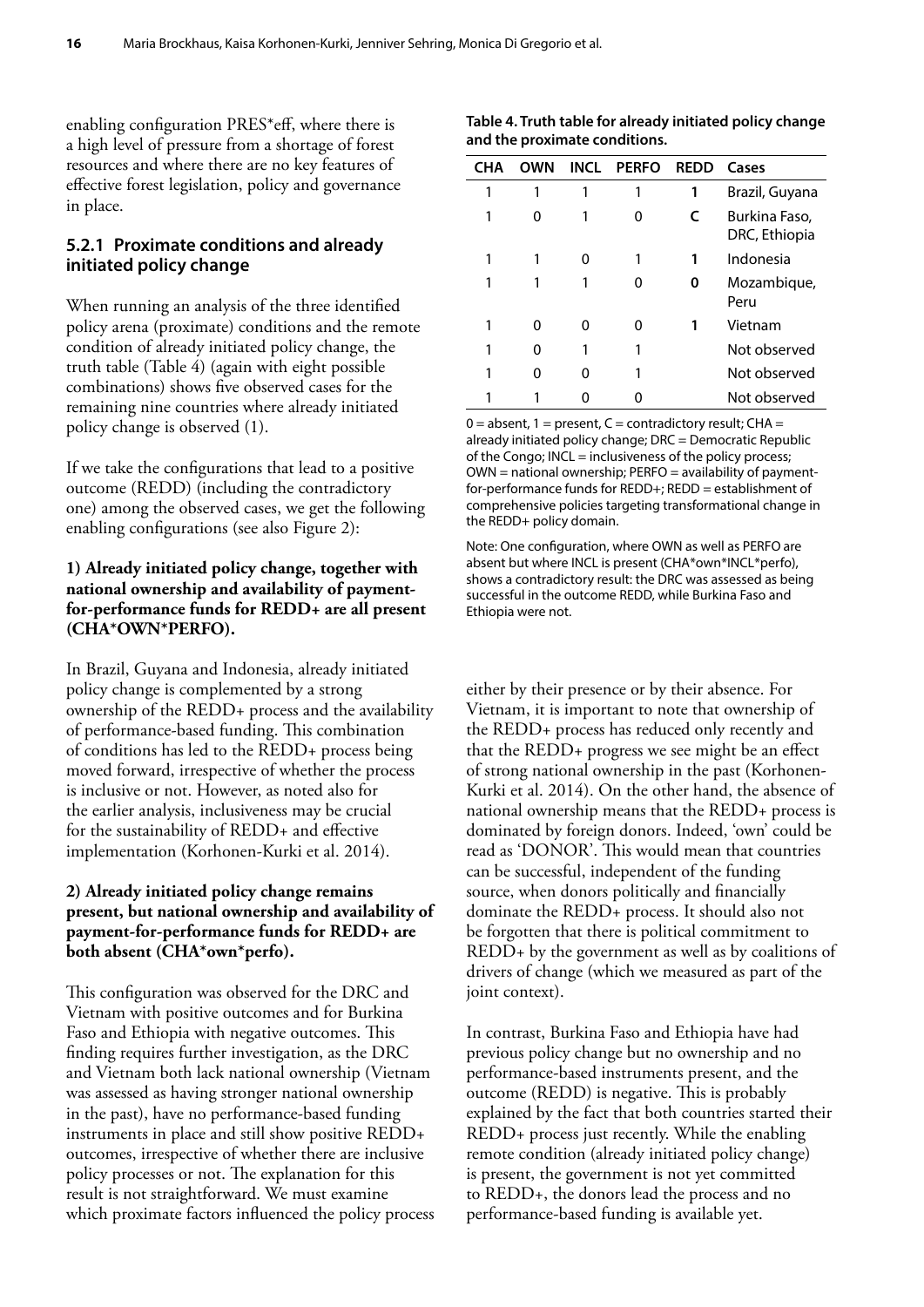enabling configuration PRES*eff, where there is a high level of pressure from a shortage of forest resources and where there are no key features of effective forest legislation, policy and governance in place.

### 5.2.1 Proximate conditions and already initiated policy change

When running an analysis of the three identified policy arena (proximate) conditions and the remote condition of already initiated policy change, the truth table (Table 4) (again with eight possible combinations) shows five observed cases for the remaining nine countries where already initiated policy change is observed (1).

If we take the configurations that lead to a positive outcome (REDD) (including the contradictory one) among the observed cases, we get the following enabling configurations (see also Figure 2):

**1) Already initiated policy change, together with national ownership and availability of payment-for-performance funds for REDD+ are all present (CHA*OWN*PERFO).**

In Brazil, Guyana and Indonesia, already initiated policy change is complemented by a strong ownership of the REDD+ process and the availability of performance-based funding. This combination of conditions has led to the REDD+ process being moved forward, irrespective of whether the process is inclusive or not. However, as noted also for the earlier analysis, inclusiveness may be crucial for the sustainability of REDD+ and effective implementation (Korhonen-Kurki et al. 2014).

**2) Already initiated policy change remains present, but national ownership and availability of payment-for-performance funds for REDD+ are both absent (CHA*own*perfo).**

This configuration was observed for the DRC and Vietnam with positive outcomes and for Burkina Faso and Ethiopia with negative outcomes. This finding requires further investigation, as the DRC and Vietnam both lack national ownership (Vietnam was assessed as having stronger national ownership in the past), have no performance-based funding instruments in place and still show positive REDD+ outcomes, irrespective of whether there are inclusive policy processes or not. The explanation for this result is not straightforward. We must examine which proximate factors influenced the policy process either by their presence or by their absence. For Vietnam, it is important to note that ownership of the REDD+ process has reduced only recently and that the REDD+ progress we see might be an effect of strong national ownership in the past (Korhonen-Kurki et al. 2014). On the other hand, the absence of national ownership means that the REDD+ process is dominated by foreign donors. Indeed, 'own' could be read as 'DONOR'. This would mean that countries can be successful, independent of the funding source, when donors politically and financially dominate the REDD+ process. It should also not be forgotten that there is political commitment to REDD+ by the government as well as by coalitions of drivers of change (which we measured as part of the joint context).

In contrast, Burkina Faso and Ethiopia have had previous policy change but no ownership and no performance-based instruments present, and the outcome (REDD) is negative. This is probably explained by the fact that both countries started their REDD+ process just recently. While the enabling remote condition (already initiated policy change) is present, the government is not yet committed to REDD+, the donors lead the process and no performance-based funding is available yet.

**Table 4. Truth table for already initiated policy change and the proximate conditions.**

| CHA | OWN | INCL | PERFO | REDD | Cases |
|---|---|---|---|---|---|
| 1 | 1 | 1 | 1 | **1** | Brazil, Guyana |
| 1 | 0 | 1 | 0 | **C** | Burkina Faso, DRC, Ethiopia |
| 1 | 1 | 0 | 1 | **1** | Indonesia |
| 1 | 1 | 1 | 0 | **0** | Mozambique, Peru |
| 1 | 0 | 0 | 0 | **1** | Vietnam |
| 1 | 0 | 1 | 1 | | Not observed |
| 1 | 0 | 0 | 1 | | Not observed |
| 1 | 1 | 0 | 0 | | Not observed |

0 = absent, 1 = present, C = contradictory result; CHA = already initiated policy change; DRC = Democratic Republic of the Congo; INCL = inclusiveness of the policy process; OWN = national ownership; PERFO = availability of payment-for-performance funds for REDD+; REDD = establishment of comprehensive policies targeting transformational change in the REDD+ policy domain.

Note: One configuration, where OWN as well as PERFO are absent but where INCL is present (CHA*own*INCL*perfo), shows a contradictory result: the DRC was assessed as being successful in the outcome REDD, while Burkina Faso and Ethiopia were not.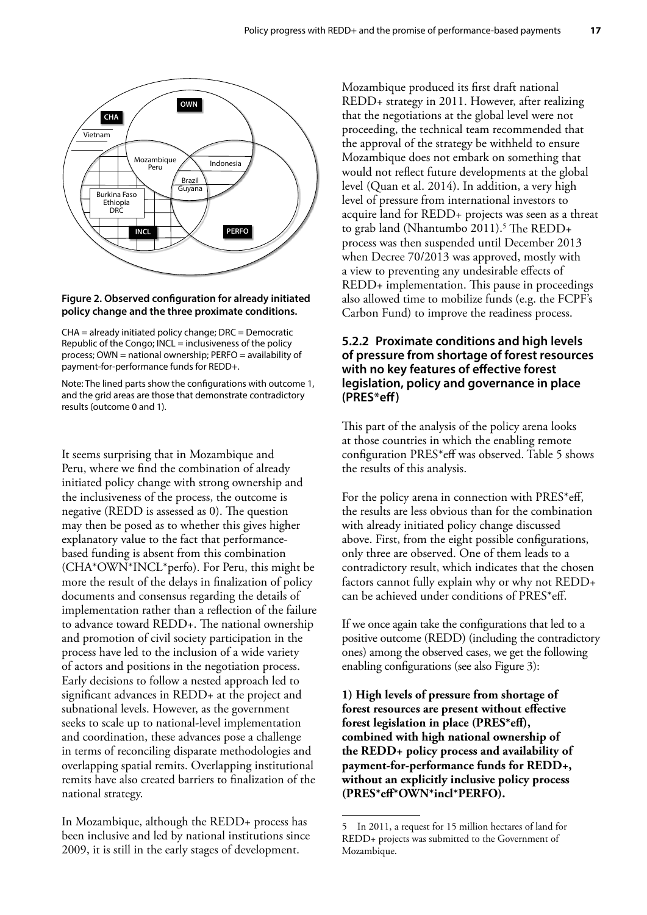**Figure 2. Observed configuration for already initiated policy change and the three proximate conditions.**

CHA = already initiated policy change; DRC = Democratic Republic of the Congo; INCL = inclusiveness of the policy process; OWN = national ownership; PERFO = availability of payment-for-performance funds for REDD+.

Note: The lined parts show the configurations with outcome 1, and the grid areas are those that demonstrate contradictory results (outcome 0 and 1).

It seems surprising that in Mozambique and Peru, where we find the combination of already initiated policy change with strong ownership and the inclusiveness of the process, the outcome is negative (REDD is assessed as 0). The question may then be posed as to whether this gives higher explanatory value to the fact that performance-based funding is absent from this combination (CHA*OWN*INCL*perfo). For Peru, this might be more the result of the delays in finalization of policy documents and consensus regarding the details of implementation rather than a reflection of the failure to advance toward REDD+. The national ownership and promotion of civil society participation in the process have led to the inclusion of a wide variety of actors and positions in the negotiation process. Early decisions to follow a nested approach led to significant advances in REDD+ at the project and subnational levels. However, as the government seeks to scale up to national-level implementation and coordination, these advances pose a challenge in terms of reconciling disparate methodologies and overlapping spatial remits. Overlapping institutional remits have also created barriers to finalization of the national strategy.

In Mozambique, although the REDD+ process has been inclusive and led by national institutions since 2009, it is still in the early stages of development. Mozambique produced its first draft national REDD+ strategy in 2011. However, after realizing that the negotiations at the global level were not proceeding, the technical team recommended that the approval of the strategy be withheld to ensure Mozambique does not embark on something that would not reflect future developments at the global level (Quan et al. 2014). In addition, a very high level of pressure from international investors to acquire land for REDD+ projects was seen as a threat to grab land (Nhantumbo 2011).[5] The REDD+ process was then suspended until December 2013 when Decree 70/2013 was approved, mostly with a view to preventing any undesirable effects of REDD+ implementation. This pause in proceedings also allowed time to mobilize funds (e.g. the FCPF's Carbon Fund) to improve the readiness process.

### 5.2.2 Proximate conditions and high levels of pressure from shortage of forest resources with no key features of effective forest legislation, policy and governance in place (PRES*eff)

This part of the analysis of the policy arena looks at those countries in which the enabling remote configuration PRES*eff was observed. Table 5 shows the results of this analysis.

For the policy arena in connection with PRES*eff, the results are less obvious than for the combination with already initiated policy change discussed above. First, from the eight possible configurations, only three are observed. One of them leads to a contradictory result, which indicates that the chosen factors cannot fully explain why or why not REDD+ can be achieved under conditions of PRES*eff.

If we once again take the configurations that led to a positive outcome (REDD) (including the contradictory ones) among the observed cases, we get the following enabling configurations (see also Figure 3):

**1) High levels of pressure from shortage of forest resources are present without effective forest legislation in place (PRES*eff), combined with high national ownership of the REDD+ policy process and availability of payment-for-performance funds for REDD+, without an explicitly inclusive policy process (PRES*eff*OWN*incl*PERFO).**

5 In 2011, a request for 15 million hectares of land for REDD+ projects was submitted to the Government of Mozambique.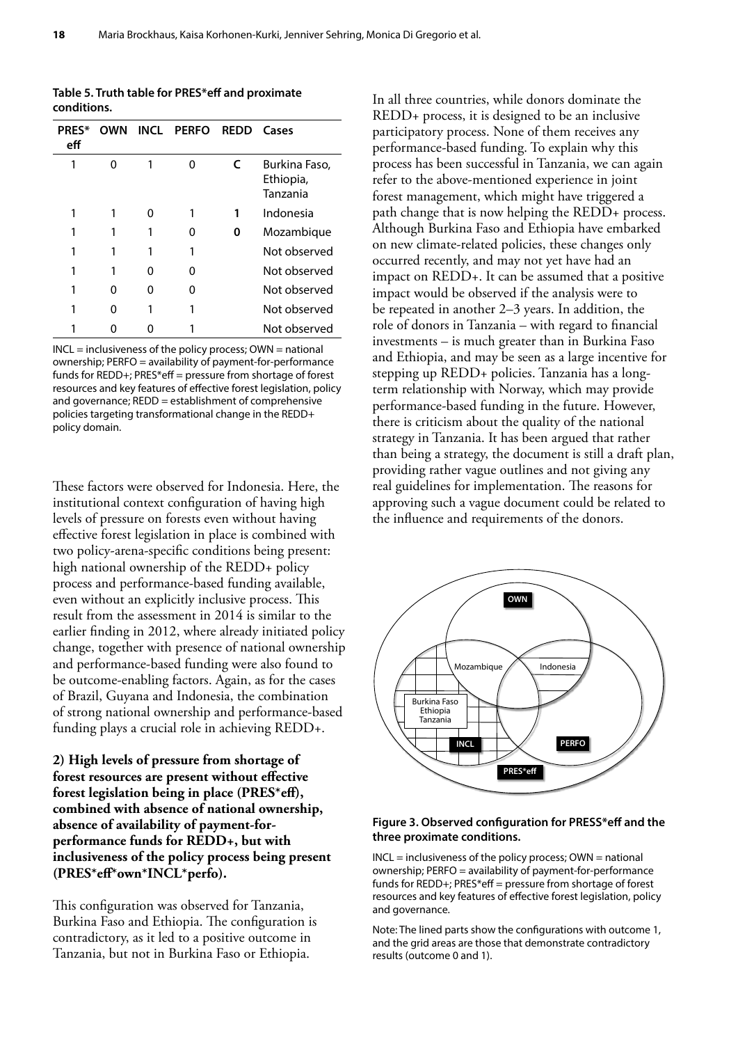**Table 5. Truth table for PRES*eff and proximate conditions.**

| PRES* eff | OWN | INCL | PERFO | REDD | Cases |
|---|---|---|---|---|---|
| 1 | 0 | 1 | 0 | C | Burkina Faso, Ethiopia, Tanzania |
| 1 | 1 | 0 | 1 | 1 | Indonesia |
| 1 | 1 | 1 | 0 | 0 | Mozambique |
| 1 | 1 | 1 | 1 | | Not observed |
| 1 | 1 | 0 | 0 | | Not observed |
| 1 | 0 | 0 | 0 | | Not observed |
| 1 | 0 | 1 | 1 | | Not observed |
| 1 | 0 | 0 | 1 | | Not observed |

INCL = inclusiveness of the policy process; OWN = national ownership; PERFO = availability of payment-for-performance funds for REDD+; PRES*eff = pressure from shortage of forest resources and key features of effective forest legislation, policy and governance; REDD = establishment of comprehensive policies targeting transformational change in the REDD+ policy domain.

These factors were observed for Indonesia. Here, the institutional context configuration of having high levels of pressure on forests even without having effective forest legislation in place is combined with two policy-arena-specific conditions being present: high national ownership of the REDD+ policy process and performance-based funding available, even without an explicitly inclusive process. This result from the assessment in 2014 is similar to the earlier finding in 2012, where already initiated policy change, together with presence of national ownership and performance-based funding were also found to be outcome-enabling factors. Again, as for the cases of Brazil, Guyana and Indonesia, the combination of strong national ownership and performance-based funding plays a crucial role in achieving REDD+.

**2) High levels of pressure from shortage of forest resources are present without effective forest legislation being in place (PRES*eff), combined with absence of national ownership, absence of availability of payment-for-performance funds for REDD+, but with inclusiveness of the policy process being present (PRES*eff*own*INCL*perfo).**

This configuration was observed for Tanzania, Burkina Faso and Ethiopia. The configuration is contradictory, as it led to a positive outcome in Tanzania, but not in Burkina Faso or Ethiopia.

In all three countries, while donors dominate the REDD+ process, it is designed to be an inclusive participatory process. None of them receives any performance-based funding. To explain why this process has been successful in Tanzania, we can again refer to the above-mentioned experience in joint forest management, which might have triggered a path change that is now helping the REDD+ process. Although Burkina Faso and Ethiopia have embarked on new climate-related policies, these changes only occurred recently, and may not yet have had an impact on REDD+. It can be assumed that a positive impact would be observed if the analysis were to be repeated in another 2–3 years. In addition, the role of donors in Tanzania – with regard to financial investments – is much greater than in Burkina Faso and Ethiopia, and may be seen as a large incentive for stepping up REDD+ policies. Tanzania has a long-term relationship with Norway, which may provide performance-based funding in the future. However, there is criticism about the quality of the national strategy in Tanzania. It has been argued that rather than being a strategy, the document is still a draft plan, providing rather vague outlines and not giving any real guidelines for implementation. The reasons for approving such a vague document could be related to the influence and requirements of the donors.

**Figure 3. Observed configuration for PRESS*eff and the three proximate conditions.**

INCL = inclusiveness of the policy process; OWN = national ownership; PERFO = availability of payment-for-performance funds for REDD+; PRES*eff = pressure from shortage of forest resources and key features of effective forest legislation, policy and governance.

Note: The lined parts show the configurations with outcome 1, and the grid areas are those that demonstrate contradictory results (outcome 0 and 1).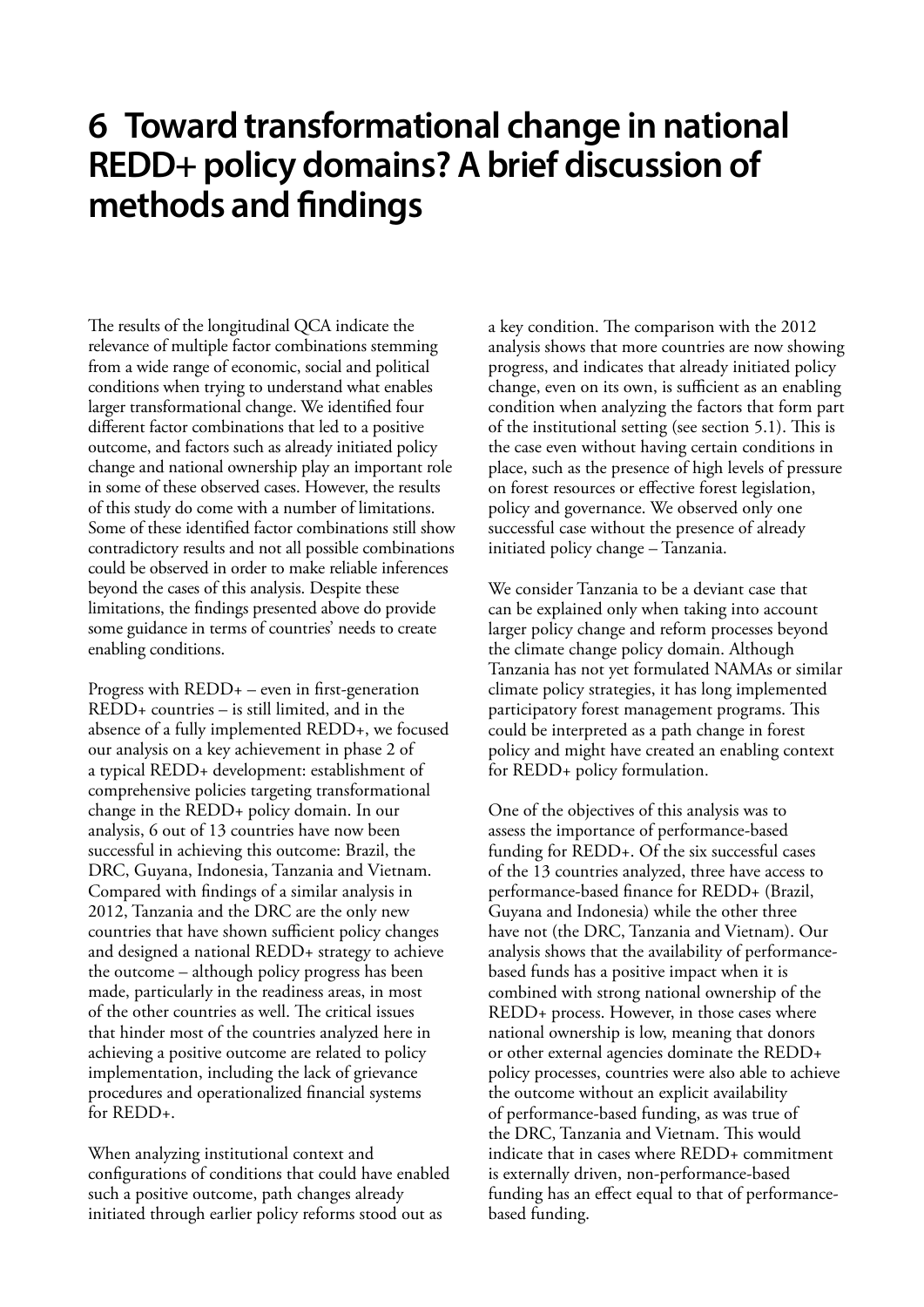# 6 Toward transformational change in national REDD+ policy domains? A brief discussion of methods and findings

The results of the longitudinal QCA indicate the relevance of multiple factor combinations stemming from a wide range of economic, social and political conditions when trying to understand what enables larger transformational change. We identified four different factor combinations that led to a positive outcome, and factors such as already initiated policy change and national ownership play an important role in some of these observed cases. However, the results of this study do come with a number of limitations. Some of these identified factor combinations still show contradictory results and not all possible combinations could be observed in order to make reliable inferences beyond the cases of this analysis. Despite these limitations, the findings presented above do provide some guidance in terms of countries' needs to create enabling conditions.

Progress with REDD+ – even in first-generation REDD+ countries – is still limited, and in the absence of a fully implemented REDD+, we focused our analysis on a key achievement in phase 2 of a typical REDD+ development: establishment of comprehensive policies targeting transformational change in the REDD+ policy domain. In our analysis, 6 out of 13 countries have now been successful in achieving this outcome: Brazil, the DRC, Guyana, Indonesia, Tanzania and Vietnam. Compared with findings of a similar analysis in 2012, Tanzania and the DRC are the only new countries that have shown sufficient policy changes and designed a national REDD+ strategy to achieve the outcome – although policy progress has been made, particularly in the readiness areas, in most of the other countries as well. The critical issues that hinder most of the countries analyzed here in achieving a positive outcome are related to policy implementation, including the lack of grievance procedures and operationalized financial systems for REDD+.

When analyzing institutional context and configurations of conditions that could have enabled such a positive outcome, path changes already initiated through earlier policy reforms stood out as a key condition. The comparison with the 2012 analysis shows that more countries are now showing progress, and indicates that already initiated policy change, even on its own, is sufficient as an enabling condition when analyzing the factors that form part of the institutional setting (see section 5.1). This is the case even without having certain conditions in place, such as the presence of high levels of pressure on forest resources or effective forest legislation, policy and governance. We observed only one successful case without the presence of already initiated policy change – Tanzania.

We consider Tanzania to be a deviant case that can be explained only when taking into account larger policy change and reform processes beyond the climate change policy domain. Although Tanzania has not yet formulated NAMAs or similar climate policy strategies, it has long implemented participatory forest management programs. This could be interpreted as a path change in forest policy and might have created an enabling context for REDD+ policy formulation.

One of the objectives of this analysis was to assess the importance of performance-based funding for REDD+. Of the six successful cases of the 13 countries analyzed, three have access to performance-based finance for REDD+ (Brazil, Guyana and Indonesia) while the other three have not (the DRC, Tanzania and Vietnam). Our analysis shows that the availability of performance-based funds has a positive impact when it is combined with strong national ownership of the REDD+ process. However, in those cases where national ownership is low, meaning that donors or other external agencies dominate the REDD+ policy processes, countries were also able to achieve the outcome without an explicit availability of performance-based funding, as was true of the DRC, Tanzania and Vietnam. This would indicate that in cases where REDD+ commitment is externally driven, non-performance-based funding has an effect equal to that of performance-based funding.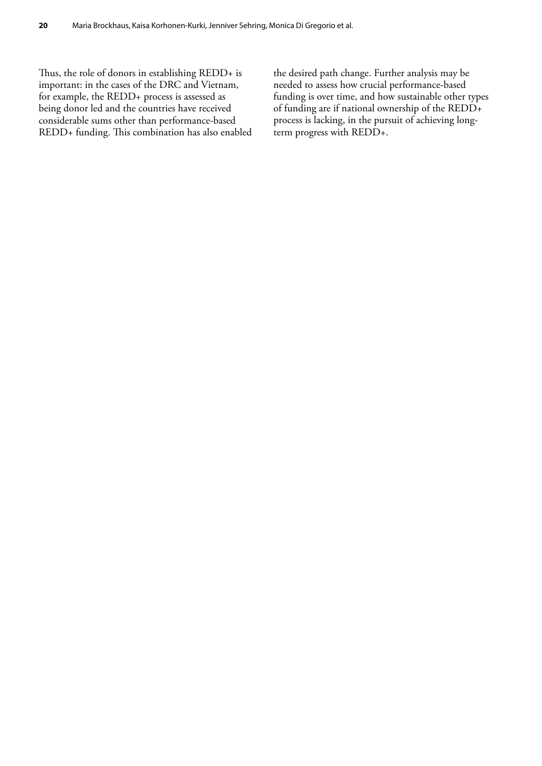Thus, the role of donors in establishing REDD+ is important: in the cases of the DRC and Vietnam, for example, the REDD+ process is assessed as being donor led and the countries have received considerable sums other than performance-based REDD+ funding. This combination has also enabled the desired path change. Further analysis may be needed to assess how crucial performance-based funding is over time, and how sustainable other types of funding are if national ownership of the REDD+ process is lacking, in the pursuit of achieving long-term progress with REDD+.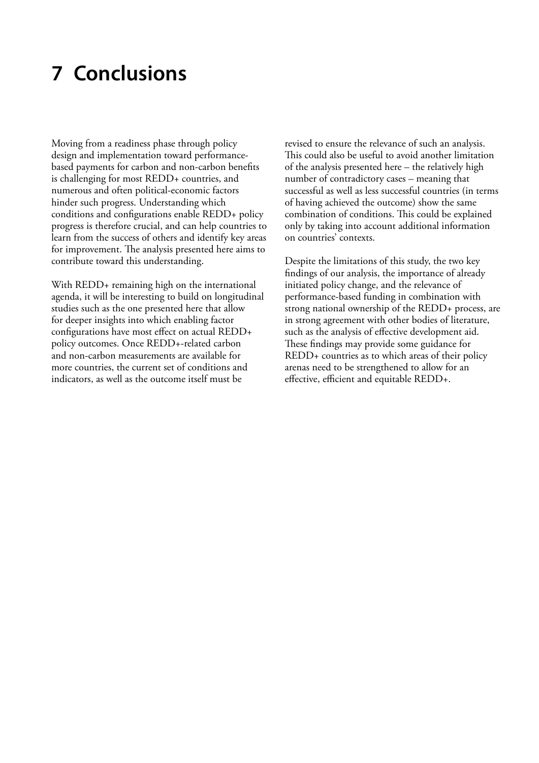# 7 Conclusions

Moving from a readiness phase through policy design and implementation toward performance-based payments for carbon and non-carbon benefits is challenging for most REDD+ countries, and numerous and often political-economic factors hinder such progress. Understanding which conditions and configurations enable REDD+ policy progress is therefore crucial, and can help countries to learn from the success of others and identify key areas for improvement. The analysis presented here aims to contribute toward this understanding.

With REDD+ remaining high on the international agenda, it will be interesting to build on longitudinal studies such as the one presented here that allow for deeper insights into which enabling factor configurations have most effect on actual REDD+ policy outcomes. Once REDD+-related carbon and non-carbon measurements are available for more countries, the current set of conditions and indicators, as well as the outcome itself must be revised to ensure the relevance of such an analysis. This could also be useful to avoid another limitation of the analysis presented here – the relatively high number of contradictory cases – meaning that successful as well as less successful countries (in terms of having achieved the outcome) show the same combination of conditions. This could be explained only by taking into account additional information on countries' contexts.

Despite the limitations of this study, the two key findings of our analysis, the importance of already initiated policy change, and the relevance of performance-based funding in combination with strong national ownership of the REDD+ process, are in strong agreement with other bodies of literature, such as the analysis of effective development aid. These findings may provide some guidance for REDD+ countries as to which areas of their policy arenas need to be strengthened to allow for an effective, efficient and equitable REDD+.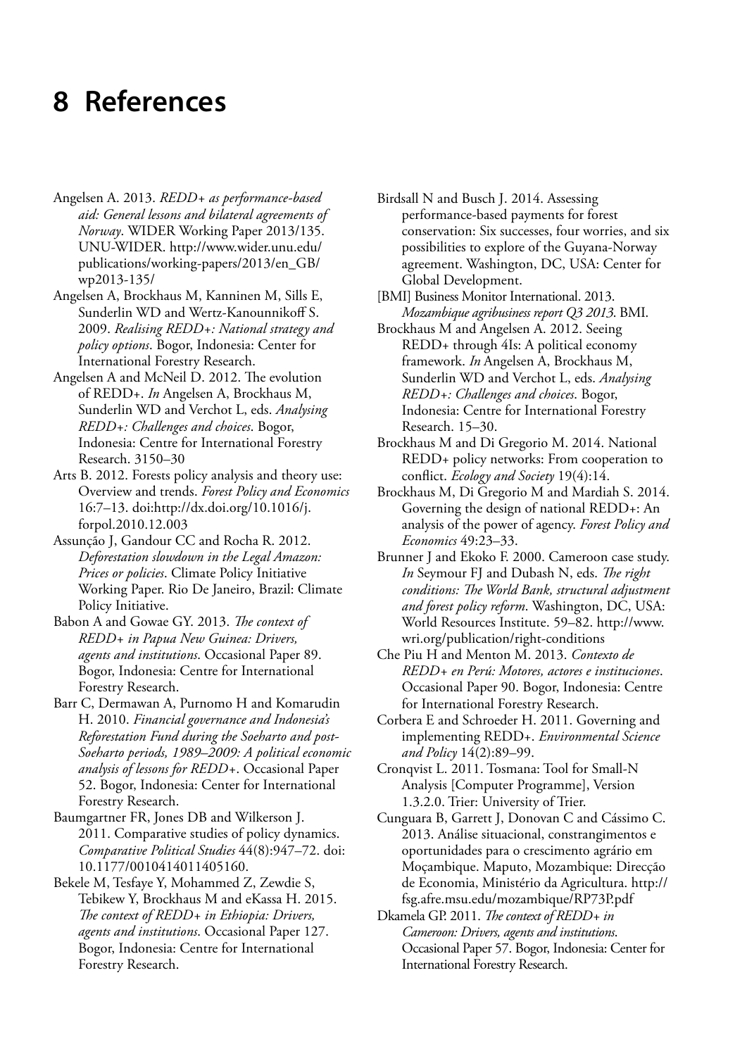# 8 References

Angelsen A. 2013. *REDD+ as performance-based aid: General lessons and bilateral agreements of Norway*. WIDER Working Paper 2013/135. UNU-WIDER. http://www.wider.unu.edu/publications/working-papers/2013/en_GB/wp2013-135/

Angelsen A, Brockhaus M, Kanninen M, Sills E, Sunderlin WD and Wertz-Kanounnikoff S. 2009. *Realising REDD+: National strategy and policy options*. Bogor, Indonesia: Center for International Forestry Research.

Angelsen A and McNeil D. 2012. The evolution of REDD+. *In* Angelsen A, Brockhaus M, Sunderlin WD and Verchot L, eds. *Analysing REDD+: Challenges and choices*. Bogor, Indonesia: Centre for International Forestry Research. 3150–30

Arts B. 2012. Forests policy analysis and theory use: Overview and trends. *Forest Policy and Economics* 16:7–13. doi:http://dx.doi.org/10.1016/j.forpol.2010.12.003

Assunção J, Gandour CC and Rocha R. 2012. *Deforestation slowdown in the Legal Amazon: Prices or policies*. Climate Policy Initiative Working Paper. Rio De Janeiro, Brazil: Climate Policy Initiative.

Babon A and Gowae GY. 2013. *The context of REDD+ in Papua New Guinea: Drivers, agents and institutions*. Occasional Paper 89. Bogor, Indonesia: Centre for International Forestry Research.

Barr C, Dermawan A, Purnomo H and Komarudin H. 2010. *Financial governance and Indonesia's Reforestation Fund during the Soeharto and post-Soeharto periods, 1989–2009: A political economic analysis of lessons for REDD+*. Occasional Paper 52. Bogor, Indonesia: Center for International Forestry Research.

Baumgartner FR, Jones DB and Wilkerson J. 2011. Comparative studies of policy dynamics. *Comparative Political Studies* 44(8):947–72. doi: 10.1177/0010414011405160.

Bekele M, Tesfaye Y, Mohammed Z, Zewdie S, Tebikew Y, Brockhaus M and eKassa H. 2015. *The context of REDD+ in Ethiopia: Drivers, agents and institutions*. Occasional Paper 127. Bogor, Indonesia: Centre for International Forestry Research.

Birdsall N and Busch J. 2014. Assessing performance-based payments for forest conservation: Six successes, four worries, and six possibilities to explore of the Guyana-Norway agreement. Washington, DC, USA: Center for Global Development.

[BMI] Business Monitor International. 2013. *Mozambique agribusiness report Q3 2013*. BMI.

Brockhaus M and Angelsen A. 2012. Seeing REDD+ through 4Is: A political economy framework. *In* Angelsen A, Brockhaus M, Sunderlin WD and Verchot L, eds. *Analysing REDD+: Challenges and choices*. Bogor, Indonesia: Centre for International Forestry Research. 15–30.

Brockhaus M and Di Gregorio M. 2014. National REDD+ policy networks: From cooperation to conflict. *Ecology and Society* 19(4):14.

Brockhaus M, Di Gregorio M and Mardiah S. 2014. Governing the design of national REDD+: An analysis of the power of agency. *Forest Policy and Economics* 49:23–33.

Brunner J and Ekoko F. 2000. Cameroon case study. *In* Seymour FJ and Dubash N, eds. *The right conditions: The World Bank, structural adjustment and forest policy reform*. Washington, DC, USA: World Resources Institute. 59–82. http://www.wri.org/publication/right-conditions

Che Piu H and Menton M. 2013. *Contexto de REDD+ en Perú: Motores, actores e instituciones*. Occasional Paper 90. Bogor, Indonesia: Centre for International Forestry Research.

Corbera E and Schroeder H. 2011. Governing and implementing REDD+. *Environmental Science and Policy* 14(2):89–99.

Cronqvist L. 2011. Tosmana: Tool for Small-N Analysis [Computer Programme], Version 1.3.2.0. Trier: University of Trier.

Cunguara B, Garrett J, Donovan C and Cássimo C. 2013. Análise situacional, constrangimentos e oportunidades para o crescimento agrário em Moçambique. Maputo, Mozambique: Direcção de Economia, Ministério da Agricultura. http://fsg.afre.msu.edu/mozambique/RP73P.pdf

Dkamela GP. 2011. *The context of REDD+ in Cameroon: Drivers, agents and institutions*. Occasional Paper 57. Bogor, Indonesia: Center for International Forestry Research.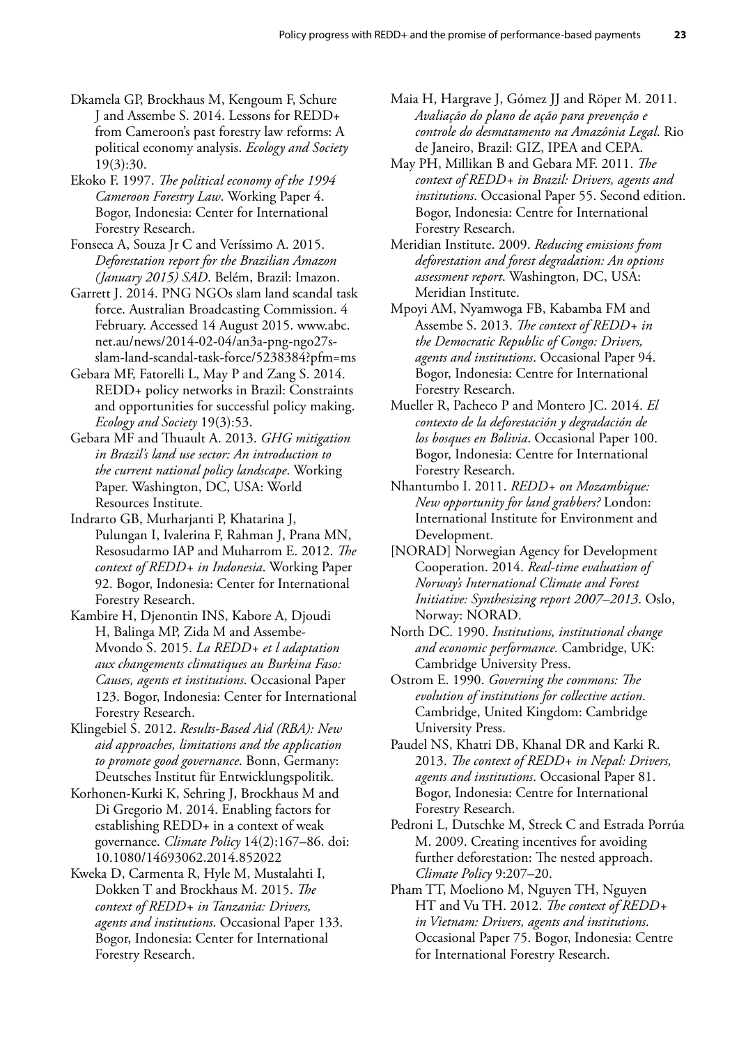Dkamela GP, Brockhaus M, Kengoum F, Schure J and Assembe S. 2014. Lessons for REDD+ from Cameroon's past forestry law reforms: A political economy analysis. *Ecology and Society* 19(3):30.

Ekoko F. 1997. *The political economy of the 1994 Cameroon Forestry Law*. Working Paper 4. Bogor, Indonesia: Center for International Forestry Research.

Fonseca A, Souza Jr C and Veríssimo A. 2015. *Deforestation report for the Brazilian Amazon (January 2015) SAD*. Belém, Brazil: Imazon.

Garrett J. 2014. PNG NGOs slam land scandal task force. Australian Broadcasting Commission. 4 February. Accessed 14 August 2015. www.abc.net.au/news/2014-02-04/an3a-png-ngo27s-slam-land-scandal-task-force/5238384?pfm=ms

Gebara MF, Fatorelli L, May P and Zang S. 2014. REDD+ policy networks in Brazil: Constraints and opportunities for successful policy making. *Ecology and Society* 19(3):53.

Gebara MF and Thuault A. 2013. *GHG mitigation in Brazil's land use sector: An introduction to the current national policy landscape*. Working Paper. Washington, DC, USA: World Resources Institute.

Indrarto GB, Murharjanti P, Khatarina J, Pulungan I, Ivalerina F, Rahman J, Prana MN, Resosudarmo IAP and Muharrom E. 2012. *The context of REDD+ in Indonesia*. Working Paper 92. Bogor, Indonesia: Center for International Forestry Research.

Kambire H, Djenontin INS, Kabore A, Djoudi H, Balinga MP, Zida M and Assembe-Mvondo S. 2015. *La REDD+ et l adaptation aux changements climatiques au Burkina Faso: Causes, agents et institutions*. Occasional Paper 123. Bogor, Indonesia: Center for International Forestry Research.

Klingebiel S. 2012. *Results-Based Aid (RBA): New aid approaches, limitations and the application to promote good governance*. Bonn, Germany: Deutsches Institut für Entwicklungspolitik.

Korhonen-Kurki K, Sehring J, Brockhaus M and Di Gregorio M. 2014. Enabling factors for establishing REDD+ in a context of weak governance. *Climate Policy* 14(2):167–86. doi: 10.1080/14693062.2014.852022

Kweka D, Carmenta R, Hyle M, Mustalahti I, Dokken T and Brockhaus M. 2015. *The context of REDD+ in Tanzania: Drivers, agents and institutions*. Occasional Paper 133. Bogor, Indonesia: Center for International Forestry Research.

Maia H, Hargrave J, Gómez JJ and Röper M. 2011. *Avaliação do plano de ação para prevenção e controle do desmatamento na Amazônia Legal*. Rio de Janeiro, Brazil: GIZ, IPEA and CEPA.

May PH, Millikan B and Gebara MF. 2011. *The context of REDD+ in Brazil: Drivers, agents and institutions*. Occasional Paper 55. Second edition. Bogor, Indonesia: Centre for International Forestry Research.

Meridian Institute. 2009. *Reducing emissions from deforestation and forest degradation: An options assessment report*. Washington, DC, USA: Meridian Institute.

Mpoyi AM, Nyamwoga FB, Kabamba FM and Assembe S. 2013. *The context of REDD+ in the Democratic Republic of Congo: Drivers, agents and institutions*. Occasional Paper 94. Bogor, Indonesia: Centre for International Forestry Research.

Mueller R, Pacheco P and Montero JC. 2014. *El contexto de la deforestación y degradación de los bosques en Bolivia*. Occasional Paper 100. Bogor, Indonesia: Centre for International Forestry Research.

Nhantumbo I. 2011. *REDD+ on Mozambique: New opportunity for land grabbers?* London: International Institute for Environment and Development.

[NORAD] Norwegian Agency for Development Cooperation. 2014. *Real-time evaluation of Norway's International Climate and Forest Initiative: Synthesizing report 2007–2013*. Oslo, Norway: NORAD.

North DC. 1990. *Institutions, institutional change and economic performance.* Cambridge, UK: Cambridge University Press.

Ostrom E. 1990. *Governing the commons: The evolution of institutions for collective action*. Cambridge, United Kingdom: Cambridge University Press.

Paudel NS, Khatri DB, Khanal DR and Karki R. 2013. *The context of REDD+ in Nepal: Drivers, agents and institutions*. Occasional Paper 81. Bogor, Indonesia: Centre for International Forestry Research.

Pedroni L, Dutschke M, Streck C and Estrada Porrúa M. 2009. Creating incentives for avoiding further deforestation: The nested approach. *Climate Policy* 9:207–20.

Pham TT, Moeliono M, Nguyen TH, Nguyen HT and Vu TH. 2012. *The context of REDD+ in Vietnam: Drivers, agents and institutions*. Occasional Paper 75. Bogor, Indonesia: Centre for International Forestry Research.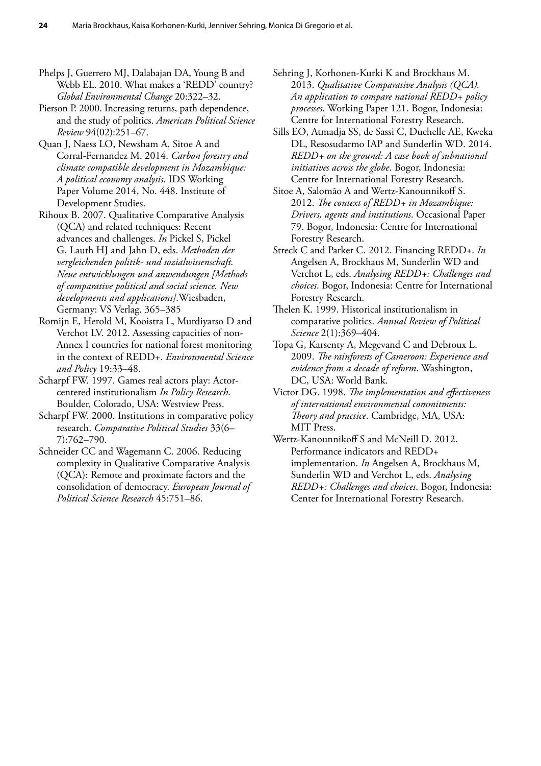Phelps J, Guerrero MJ, Dalabajan DA, Young B and Webb EL. 2010. What makes a 'REDD' country? *Global Environmental Change* 20:322–32.

Pierson P. 2000. Increasing returns, path dependence, and the study of politics. *American Political Science Review* 94(02):251–67.

Quan J, Naess LO, Newsham A, Sitoe A and Corral-Fernandez M. 2014. *Carbon forestry and climate compatible development in Mozambique: A political economy analysis*. IDS Working Paper Volume 2014, No. 448. Institute of Development Studies.

Rihoux B. 2007. Qualitative Comparative Analysis (QCA) and related techniques: Recent advances and challenges. *In* Pickel S, Pickel G, Lauth HJ and Jahn D, eds. *Methoden der vergleichenden politik- und sozialwissenschaft. Neue entwicklungen und anwendungen [Methods of comparative political and social science. New developments and applications]*.Wiesbaden, Germany: VS Verlag. 365–385

Romijn E, Herold M, Kooistra L, Murdiyarso D and Verchot LV. 2012. Assessing capacities of non-Annex I countries for national forest monitoring in the context of REDD+. *Environmental Science and Policy* 19:33–48.

Scharpf FW. 1997. Games real actors play: Actor-centered institutionalism *In Policy Research*. Boulder, Colorado, USA: Westview Press.

Scharpf FW. 2000. Institutions in comparative policy research. *Comparative Political Studies* 33(6–7):762–790.

Schneider CC and Wagemann C. 2006. Reducing complexity in Qualitative Comparative Analysis (QCA): Remote and proximate factors and the consolidation of democracy. *European Journal of Political Science Research* 45:751–86.

Sehring J, Korhonen-Kurki K and Brockhaus M. 2013. *Qualitative Comparative Analysis (QCA). An application to compare national REDD+ policy processes*. Working Paper 121. Bogor, Indonesia: Centre for International Forestry Research.

Sills EO, Atmadja SS, de Sassi C, Duchelle AE, Kweka DL, Resosudarmo IAP and Sunderlin WD. 2014. *REDD+ on the ground: A case book of subnational initiatives across the globe*. Bogor, Indonesia: Centre for International Forestry Research.

Sitoe A, Salomão A and Wertz-Kanounnikoff S. 2012. *The context of REDD+ in Mozambique: Drivers, agents and institutions*. Occasional Paper 79. Bogor, Indonesia: Centre for International Forestry Research.

Streck C and Parker C. 2012. Financing REDD+. *In* Angelsen A, Brockhaus M, Sunderlin WD and Verchot L, eds. *Analysing REDD+: Challenges and choices*. Bogor, Indonesia: Centre for International Forestry Research.

Thelen K. 1999. Historical institutionalism in comparative politics. *Annual Review of Political Science* 2(1):369–404.

Topa G, Karsenty A, Megevand C and Debroux L. 2009. *The rainforests of Cameroon: Experience and evidence from a decade of reform*. Washington, DC, USA: World Bank.

Victor DG. 1998. *The implementation and effectiveness of international environmental commitments: Theory and practice*. Cambridge, MA, USA: MIT Press.

Wertz-Kanounnikoff S and McNeill D. 2012. Performance indicators and REDD+ implementation. *In* Angelsen A, Brockhaus M, Sunderlin WD and Verchot L, eds. *Analysing REDD+: Challenges and choices*. Bogor, Indonesia: Center for International Forestry Research.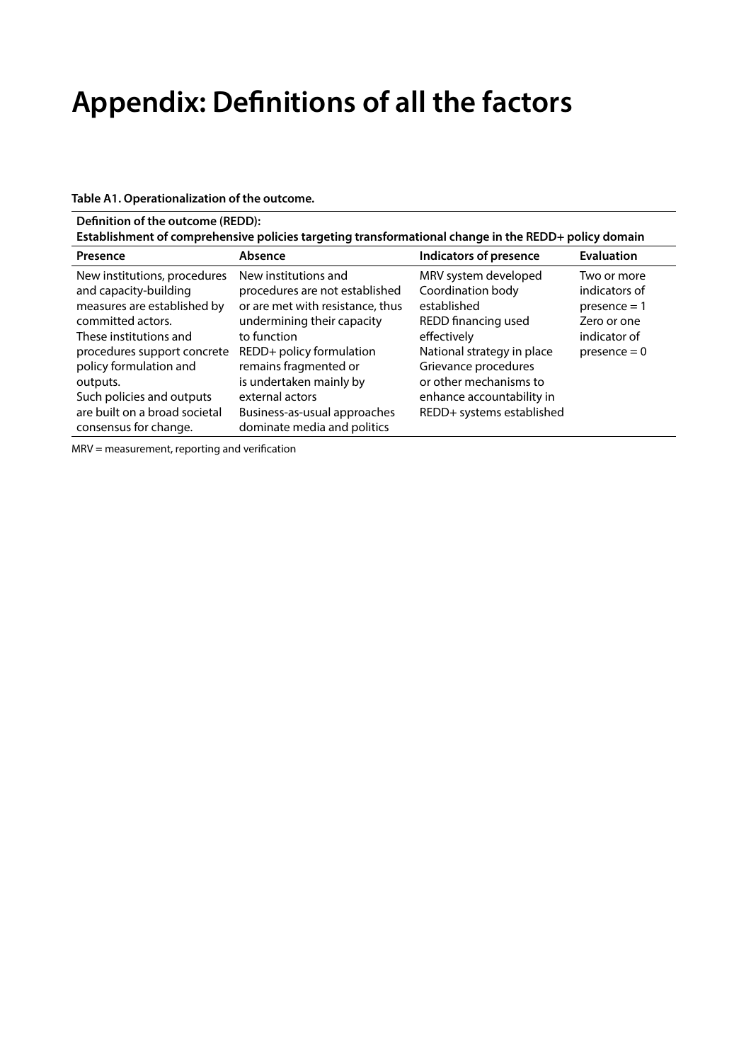# Appendix: Definitions of all the factors

**Table A1. Operationalization of the outcome.**

| **Definition of the outcome (REDD): Establishment of comprehensive policies targeting transformational change in the REDD+ policy domain** | | | |
|---|---|---|---|
| **Presence** | **Absence** | **Indicators of presence** | **Evaluation** |
| New institutions, procedures and capacity-building measures are established by committed actors. These institutions and procedures support concrete policy formulation and outputs. Such policies and outputs are built on a broad societal consensus for change. | New institutions and procedures are not established or are met with resistance, thus undermining their capacity to function REDD+ policy formulation remains fragmented or is undertaken mainly by external actors Business-as-usual approaches dominate media and politics | MRV system developed Coordination body established REDD financing used effectively National strategy in place Grievance procedures or other mechanisms to enhance accountability in REDD+ systems established | Two or more indicators of presence = 1 Zero or one indicator of presence = 0 |

MRV = measurement, reporting and verification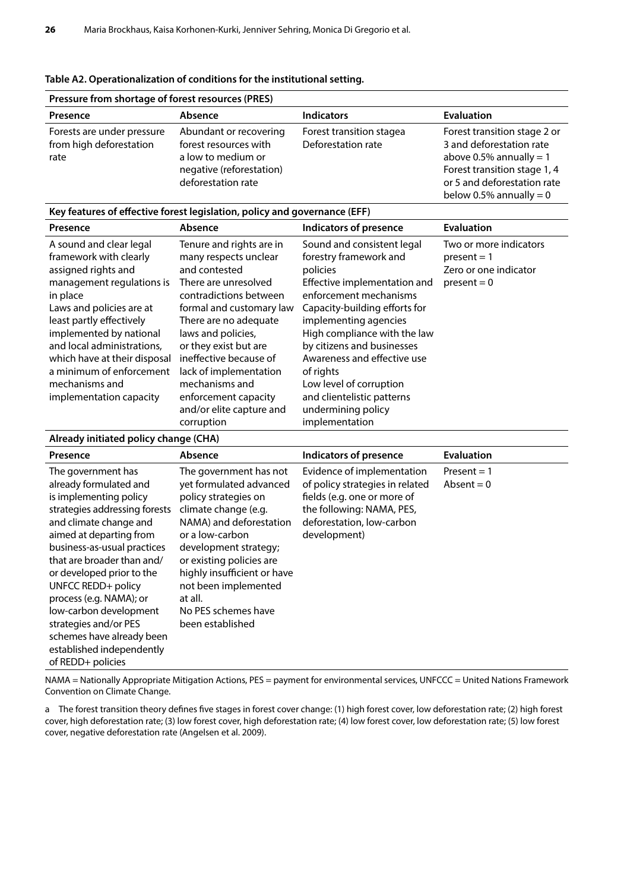**Table A2. Operationalization of conditions for the institutional setting.**

| **Pressure from shortage of forest resources (PRES)** | | | |
|---|---|---|---|
| **Presence** | **Absence** | **Indicators** | **Evaluation** |
| Forests are under pressure from high deforestation rate | Abundant or recovering forest resources with a low to medium or negative (reforestation) deforestation rate | Forest transition stage[a] Deforestation rate | Forest transition stage 2 or 3 and deforestation rate above 0.5% annually = 1 Forest transition stage 1, 4 or 5 and deforestation rate below 0.5% annually = 0 |
| **Key features of effective forest legislation, policy and governance (EFF)** | | | |
| **Presence** | **Absence** | **Indicators of presence** | **Evaluation** |
| A sound and clear legal framework with clearly assigned rights and management regulations is in place Laws and policies are at least partly effectively implemented by national and local administrations, which have at their disposal a minimum of enforcement mechanisms and implementation capacity | Tenure and rights are in many respects unclear and contested There are unresolved contradictions between formal and customary law There are no adequate laws and policies, or they exist but are ineffective because of lack of implementation mechanisms and enforcement capacity and/or elite capture and corruption | Sound and consistent legal forestry framework and policies Effective implementation and enforcement mechanisms Capacity-building efforts for implementing agencies High compliance with the law by citizens and businesses Awareness and effective use of rights Low level of corruption and clientelistic patterns undermining policy implementation | Two or more indicators present = 1 Zero or one indicator present = 0 |
| **Already initiated policy change (CHA)** | | | |
| **Presence** | **Absence** | **Indicators of presence** | **Evaluation** |
| The government has already formulated and is implementing policy strategies addressing forests and climate change and aimed at departing from business-as-usual practices that are broader than and/or developed prior to the UNFCC REDD+ policy process (e.g. NAMA); or low-carbon development strategies and/or PES schemes have already been established independently of REDD+ policies | The government has not yet formulated advanced policy strategies on climate change (e.g. NAMA) and deforestation or a low-carbon development strategy; or existing policies are highly insufficient or have not been implemented at all. No PES schemes have been established | Evidence of implementation of policy strategies in related fields (e.g. one or more of the following: NAMA, PES, deforestation, low-carbon development) | Present = 1 Absent = 0 |

NAMA = Nationally Appropriate Mitigation Actions, PES = payment for environmental services, UNFCCC = United Nations Framework Convention on Climate Change.

a The forest transition theory defines five stages in forest cover change: (1) high forest cover, low deforestation rate; (2) high forest cover, high deforestation rate; (3) low forest cover, high deforestation rate; (4) low forest cover, low deforestation rate; (5) low forest cover, negative deforestation rate (Angelsen et al. 2009).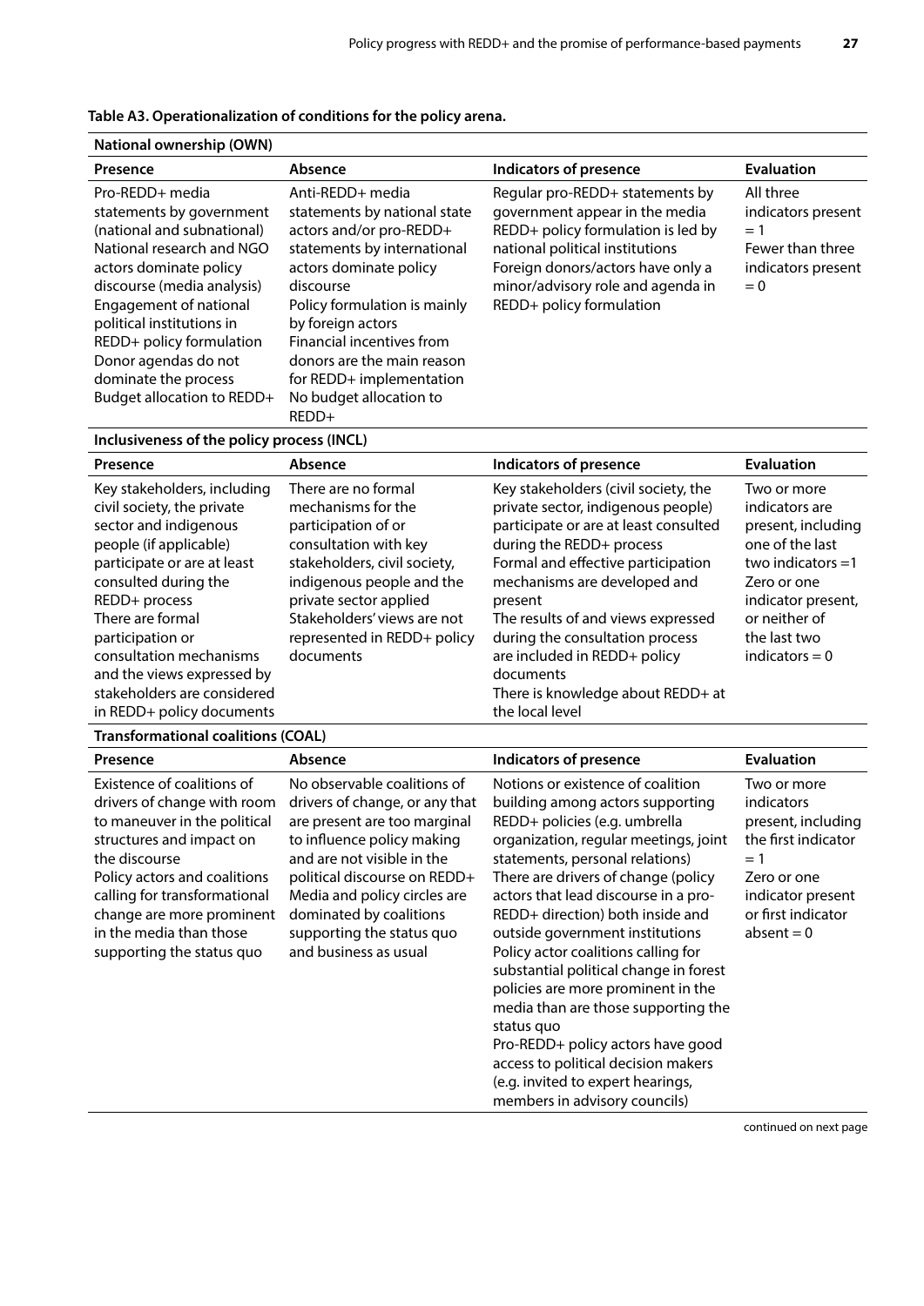**Table A3. Operationalization of conditions for the policy arena.**

| **National ownership (OWN)** | | | |
|---|---|---|---|
| **Presence** | **Absence** | **Indicators of presence** | **Evaluation** |
| Pro-REDD+ media statements by government (national and subnational)<br>National research and NGO actors dominate policy discourse (media analysis)<br>Engagement of national political institutions in REDD+ policy formulation<br>Donor agendas do not dominate the process<br>Budget allocation to REDD+ | Anti-REDD+ media statements by national state actors and/or pro-REDD+ statements by international actors dominate policy discourse<br>Policy formulation is mainly by foreign actors<br>Financial incentives from donors are the main reason for REDD+ implementation<br>No budget allocation to REDD+ | Regular pro-REDD+ statements by government appear in the media<br>REDD+ policy formulation is led by national political institutions<br>Foreign donors/actors have only a minor/advisory role and agenda in REDD+ policy formulation | All three indicators present = 1<br>Fewer than three indicators present = 0 |
| **Inclusiveness of the policy process (INCL)** | | | |
| **Presence** | **Absence** | **Indicators of presence** | **Evaluation** |
| Key stakeholders, including civil society, the private sector and indigenous people (if applicable) participate or are at least consulted during the REDD+ process<br>There are formal participation or consultation mechanisms and the views expressed by stakeholders are considered in REDD+ policy documents | There are no formal mechanisms for the participation of or consultation with key stakeholders, civil society, indigenous people and the private sector applied<br>Stakeholders' views are not represented in REDD+ policy documents | Key stakeholders (civil society, the private sector, indigenous people) participate or are at least consulted during the REDD+ process<br>Formal and effective participation mechanisms are developed and present<br>The results of and views expressed during the consultation process are included in REDD+ policy documents<br>There is knowledge about REDD+ at the local level | Two or more indicators are present, including one of the last two indicators =1<br>Zero or one indicator present, or neither of the last two indicators = 0 |
| **Transformational coalitions (COAL)** | | | |
| **Presence** | **Absence** | **Indicators of presence** | **Evaluation** |
| Existence of coalitions of drivers of change with room to maneuver in the political structures and impact on the discourse<br>Policy actors and coalitions calling for transformational change are more prominent in the media than those supporting the status quo | No observable coalitions of drivers of change, or any that are present are too marginal to influence policy making and are not visible in the political discourse on REDD+<br>Media and policy circles are dominated by coalitions supporting the status quo and business as usual | Notions or existence of coalition building among actors supporting REDD+ policies (e.g. umbrella organization, regular meetings, joint statements, personal relations)<br>There are drivers of change (policy actors that lead discourse in a pro-REDD+ direction) both inside and outside government institutions<br>Policy actor coalitions calling for substantial political change in forest policies are more prominent in the media than are those supporting the status quo<br>Pro-REDD+ policy actors have good access to political decision makers (e.g. invited to expert hearings, members in advisory councils) | Two or more indicators present, including the first indicator = 1<br>Zero or one indicator present or first indicator absent = 0 |

continued on next page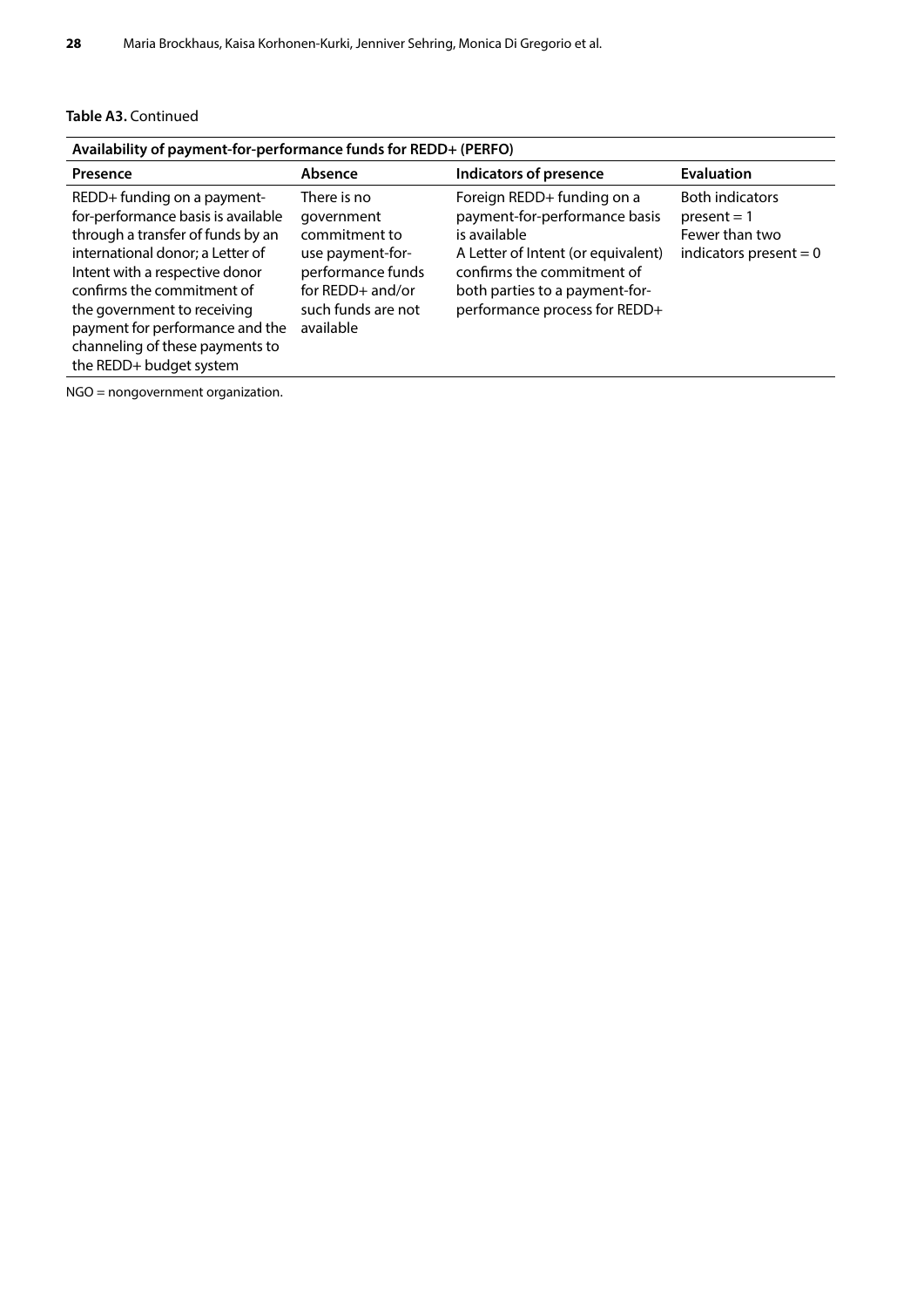**Table A3.** Continued

| Availability of payment-for-performance funds for REDD+ (PERFO) | | | |
|---|---|---|---|
| **Presence** | **Absence** | **Indicators of presence** | **Evaluation** |
| REDD+ funding on a payment-for-performance basis is available through a transfer of funds by an international donor; a Letter of Intent with a respective donor confirms the commitment of the government to receiving payment for performance and the channeling of these payments to the REDD+ budget system | There is no government commitment to use payment-for-performance funds for REDD+ and/or such funds are not available | Foreign REDD+ funding on a payment-for-performance basis is available<br>A Letter of Intent (or equivalent) confirms the commitment of both parties to a payment-for-performance process for REDD+ | Both indicators present = 1<br>Fewer than two indicators present = 0 |

NGO = nongovernment organization.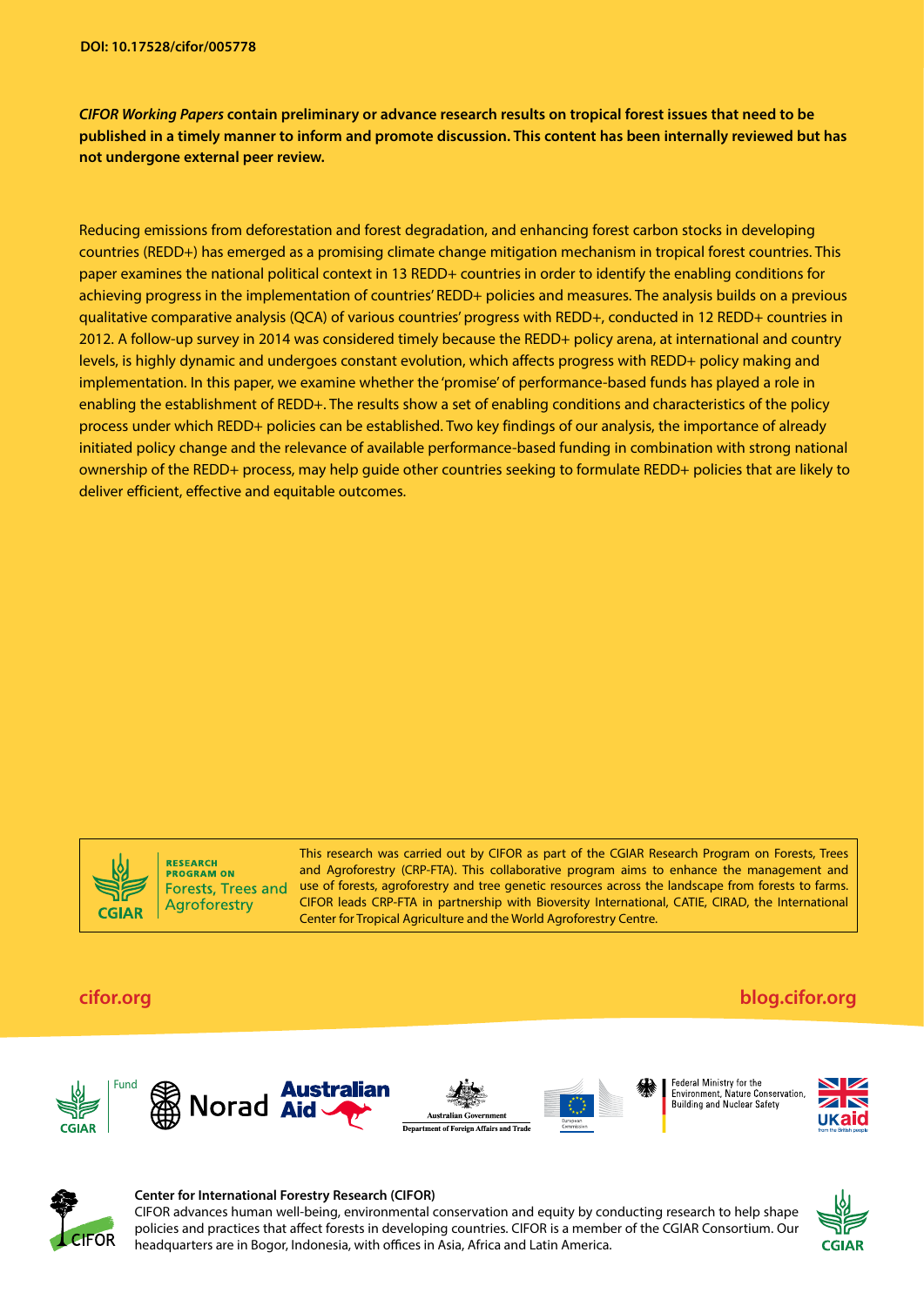DOI: 10.17528/cifor/005778

***CIFOR Working Papers* contain preliminary or advance research results on tropical forest issues that need to be published in a timely manner to inform and promote discussion. This content has been internally reviewed but has not undergone external peer review.**

Reducing emissions from deforestation and forest degradation, and enhancing forest carbon stocks in developing countries (REDD+) has emerged as a promising climate change mitigation mechanism in tropical forest countries. This paper examines the national political context in 13 REDD+ countries in order to identify the enabling conditions for achieving progress in the implementation of countries' REDD+ policies and measures. The analysis builds on a previous qualitative comparative analysis (QCA) of various countries' progress with REDD+, conducted in 12 REDD+ countries in 2012. A follow-up survey in 2014 was considered timely because the REDD+ policy arena, at international and country levels, is highly dynamic and undergoes constant evolution, which affects progress with REDD+ policy making and implementation. In this paper, we examine whether the 'promise' of performance-based funds has played a role in enabling the establishment of REDD+. The results show a set of enabling conditions and characteristics of the policy process under which REDD+ policies can be established. Two key findings of our analysis, the importance of already initiated policy change and the relevance of available performance-based funding in combination with strong national ownership of the REDD+ process, may help guide other countries seeking to formulate REDD+ policies that are likely to deliver efficient, effective and equitable outcomes.

RESEARCH PROGRAM ON Forests, Trees and Agroforestry

This research was carried out by CIFOR as part of the CGIAR Research Program on Forests, Trees and Agroforestry (CRP-FTA). This collaborative program aims to enhance the management and use of forests, agroforestry and tree genetic resources across the landscape from forests to farms. CIFOR leads CRP-FTA in partnership with Bioversity International, CATIE, CIRAD, the International Center for Tropical Agriculture and the World Agroforestry Centre.

cifor.org

blog.cifor.org

CGIAR Fund | Norad | Australian Aid | Australian Government Department of Foreign Affairs and Trade | European Commission | Federal Ministry for the Environment, Nature Conservation, Building and Nuclear Safety | UKaid from the British people

**Center for International Forestry Research (CIFOR)**

CIFOR advances human well-being, environmental conservation and equity by conducting research to help shape policies and practices that affect forests in developing countries. CIFOR is a member of the CGIAR Consortium. Our headquarters are in Bogor, Indonesia, with offices in Asia, Africa and Latin America.